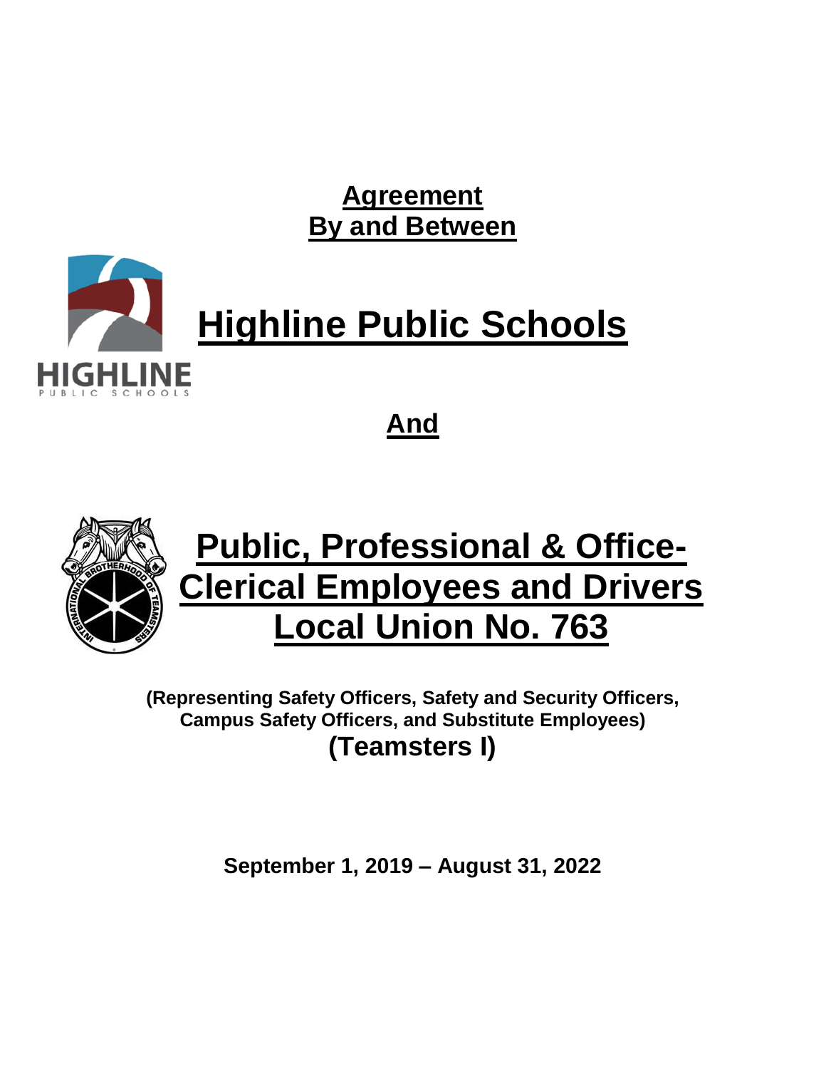**Agreement**
**By and Between**

# Highline Public Schools

**And**

# Public, Professional & Office-Clerical Employees and Drivers Local Union No. 763

**(Representing Safety Officers, Safety and Security Officers, Campus Safety Officers, and Substitute Employees)**

**(Teamsters I)**

**September 1, 2019 – August 31, 2022**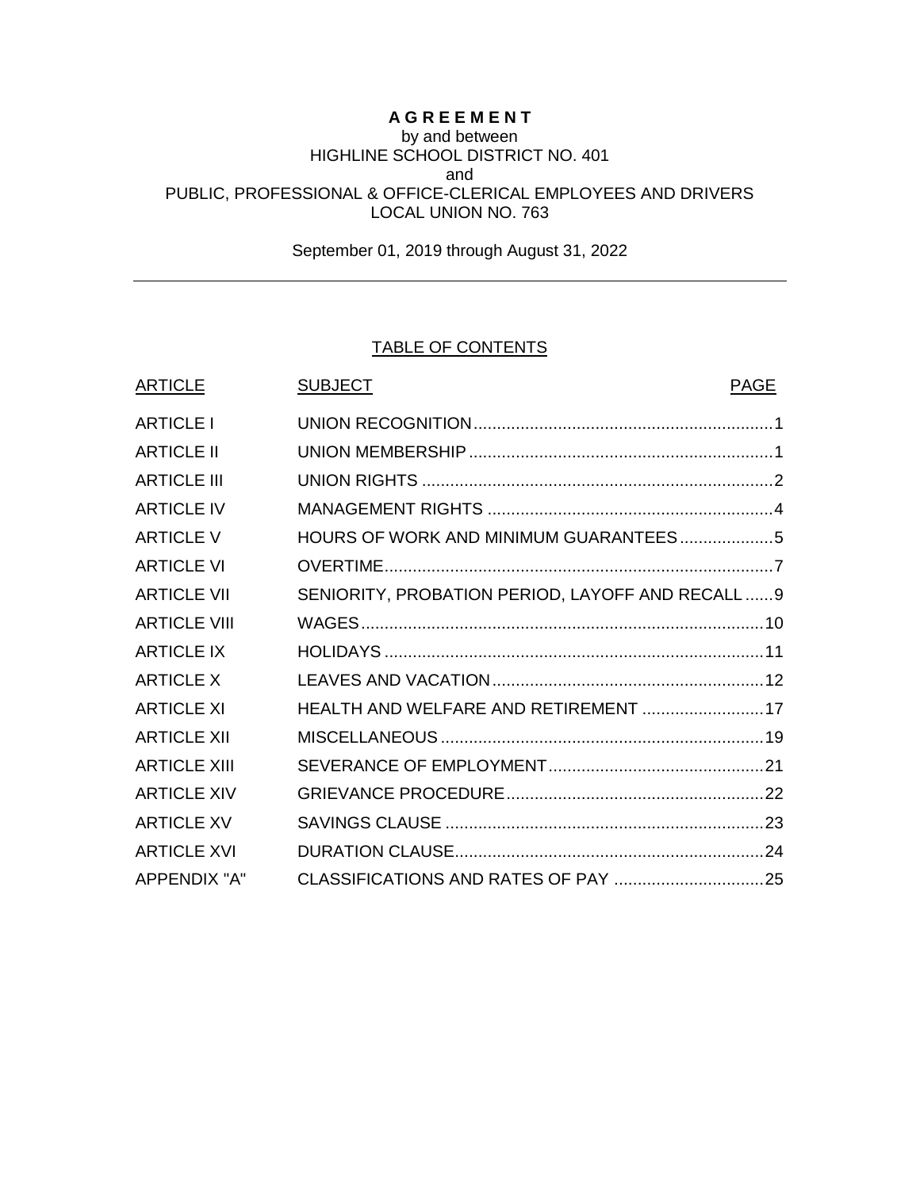# A G R E E M E N T

by and between
HIGHLINE SCHOOL DISTRICT NO. 401
and
PUBLIC, PROFESSIONAL & OFFICE-CLERICAL EMPLOYEES AND DRIVERS
LOCAL UNION NO. 763

September 01, 2019 through August 31, 2022

---

## TABLE OF CONTENTS

| ARTICLE | SUBJECT | PAGE |
|---|---|---|
| ARTICLE I | UNION RECOGNITION | 1 |
| ARTICLE II | UNION MEMBERSHIP | 1 |
| ARTICLE III | UNION RIGHTS | 2 |
| ARTICLE IV | MANAGEMENT RIGHTS | 4 |
| ARTICLE V | HOURS OF WORK AND MINIMUM GUARANTEES | 5 |
| ARTICLE VI | OVERTIME | 7 |
| ARTICLE VII | SENIORITY, PROBATION PERIOD, LAYOFF AND RECALL | 9 |
| ARTICLE VIII | WAGES | 10 |
| ARTICLE IX | HOLIDAYS | 11 |
| ARTICLE X | LEAVES AND VACATION | 12 |
| ARTICLE XI | HEALTH AND WELFARE AND RETIREMENT | 17 |
| ARTICLE XII | MISCELLANEOUS | 19 |
| ARTICLE XIII | SEVERANCE OF EMPLOYMENT | 21 |
| ARTICLE XIV | GRIEVANCE PROCEDURE | 22 |
| ARTICLE XV | SAVINGS CLAUSE | 23 |
| ARTICLE XVI | DURATION CLAUSE | 24 |
| APPENDIX "A" | CLASSIFICATIONS AND RATES OF PAY | 25 |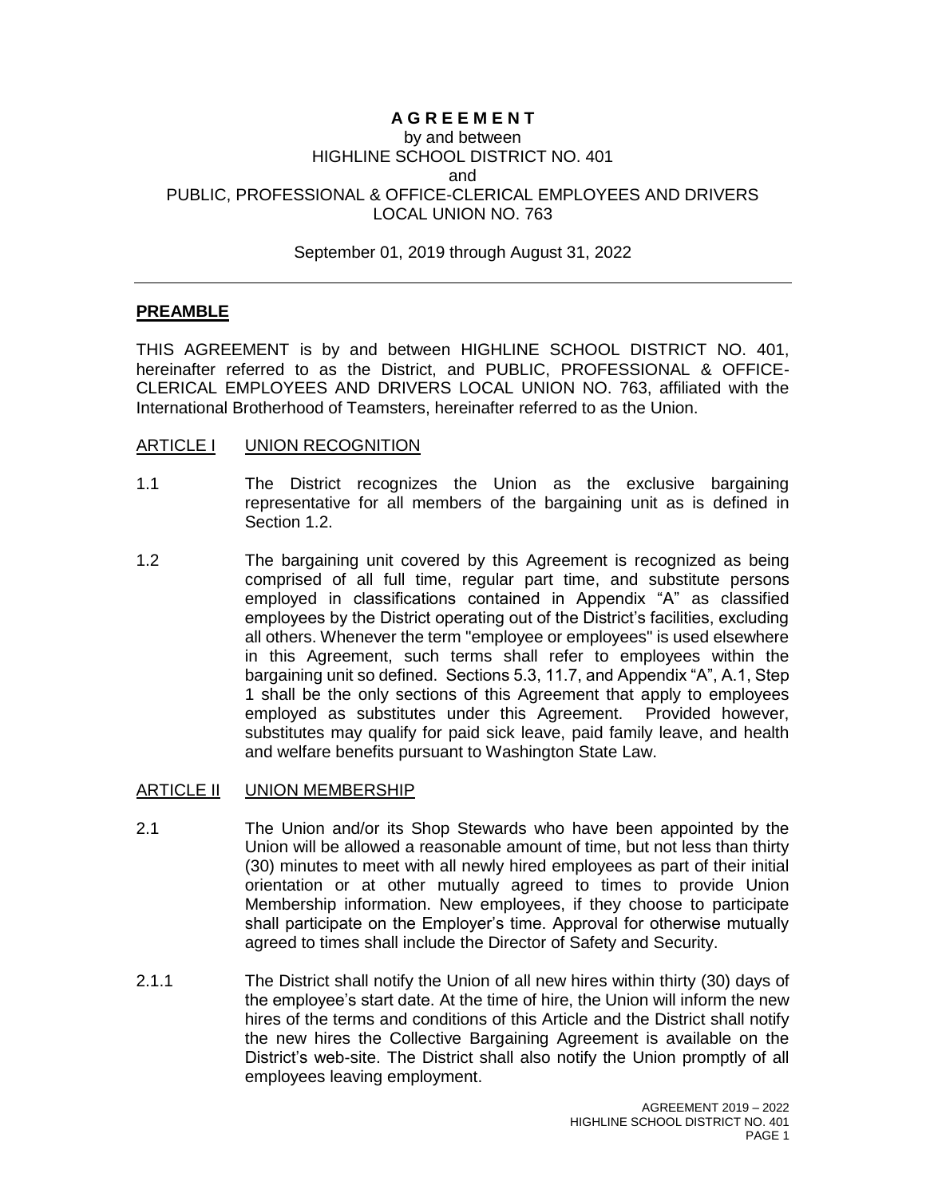# A G R E E M E N T

by and between
HIGHLINE SCHOOL DISTRICT NO. 401
and
PUBLIC, PROFESSIONAL & OFFICE-CLERICAL EMPLOYEES AND DRIVERS
LOCAL UNION NO. 763

September 01, 2019 through August 31, 2022

---

## PREAMBLE

THIS AGREEMENT is by and between HIGHLINE SCHOOL DISTRICT NO. 401, hereinafter referred to as the District, and PUBLIC, PROFESSIONAL & OFFICE-CLERICAL EMPLOYEES AND DRIVERS LOCAL UNION NO. 763, affiliated with the International Brotherhood of Teamsters, hereinafter referred to as the Union.

## ARTICLE I UNION RECOGNITION

1.1 The District recognizes the Union as the exclusive bargaining representative for all members of the bargaining unit as is defined in Section 1.2.

1.2 The bargaining unit covered by this Agreement is recognized as being comprised of all full time, regular part time, and substitute persons employed in classifications contained in Appendix "A" as classified employees by the District operating out of the District's facilities, excluding all others. Whenever the term "employee or employees" is used elsewhere in this Agreement, such terms shall refer to employees within the bargaining unit so defined. Sections 5.3, 11.7, and Appendix "A", A.1, Step 1 shall be the only sections of this Agreement that apply to employees employed as substitutes under this Agreement. Provided however, substitutes may qualify for paid sick leave, paid family leave, and health and welfare benefits pursuant to Washington State Law.

## ARTICLE II UNION MEMBERSHIP

2.1 The Union and/or its Shop Stewards who have been appointed by the Union will be allowed a reasonable amount of time, but not less than thirty (30) minutes to meet with all newly hired employees as part of their initial orientation or at other mutually agreed to times to provide Union Membership information. New employees, if they choose to participate shall participate on the Employer's time. Approval for otherwise mutually agreed to times shall include the Director of Safety and Security.

2.1.1 The District shall notify the Union of all new hires within thirty (30) days of the employee's start date. At the time of hire, the Union will inform the new hires of the terms and conditions of this Article and the District shall notify the new hires the Collective Bargaining Agreement is available on the District's web-site. The District shall also notify the Union promptly of all employees leaving employment.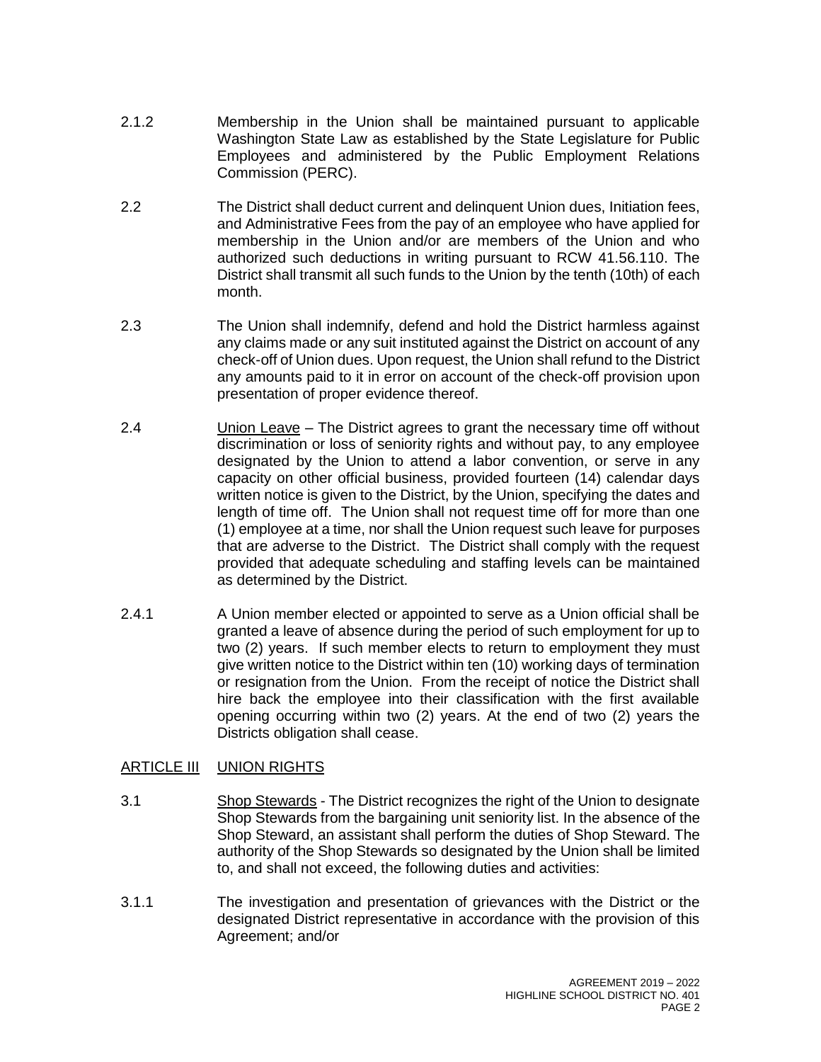2.1.2 Membership in the Union shall be maintained pursuant to applicable Washington State Law as established by the State Legislature for Public Employees and administered by the Public Employment Relations Commission (PERC).

2.2 The District shall deduct current and delinquent Union dues, Initiation fees, and Administrative Fees from the pay of an employee who have applied for membership in the Union and/or are members of the Union and who authorized such deductions in writing pursuant to RCW 41.56.110. The District shall transmit all such funds to the Union by the tenth (10th) of each month.

2.3 The Union shall indemnify, defend and hold the District harmless against any claims made or any suit instituted against the District on account of any check-off of Union dues. Upon request, the Union shall refund to the District any amounts paid to it in error on account of the check-off provision upon presentation of proper evidence thereof.

2.4 Union Leave – The District agrees to grant the necessary time off without discrimination or loss of seniority rights and without pay, to any employee designated by the Union to attend a labor convention, or serve in any capacity on other official business, provided fourteen (14) calendar days written notice is given to the District, by the Union, specifying the dates and length of time off. The Union shall not request time off for more than one (1) employee at a time, nor shall the Union request such leave for purposes that are adverse to the District. The District shall comply with the request provided that adequate scheduling and staffing levels can be maintained as determined by the District.

2.4.1 A Union member elected or appointed to serve as a Union official shall be granted a leave of absence during the period of such employment for up to two (2) years. If such member elects to return to employment they must give written notice to the District within ten (10) working days of termination or resignation from the Union. From the receipt of notice the District shall hire back the employee into their classification with the first available opening occurring within two (2) years. At the end of two (2) years the Districts obligation shall cease.

## ARTICLE III UNION RIGHTS

3.1 Shop Stewards - The District recognizes the right of the Union to designate Shop Stewards from the bargaining unit seniority list. In the absence of the Shop Steward, an assistant shall perform the duties of Shop Steward. The authority of the Shop Stewards so designated by the Union shall be limited to, and shall not exceed, the following duties and activities:

3.1.1 The investigation and presentation of grievances with the District or the designated District representative in accordance with the provision of this Agreement; and/or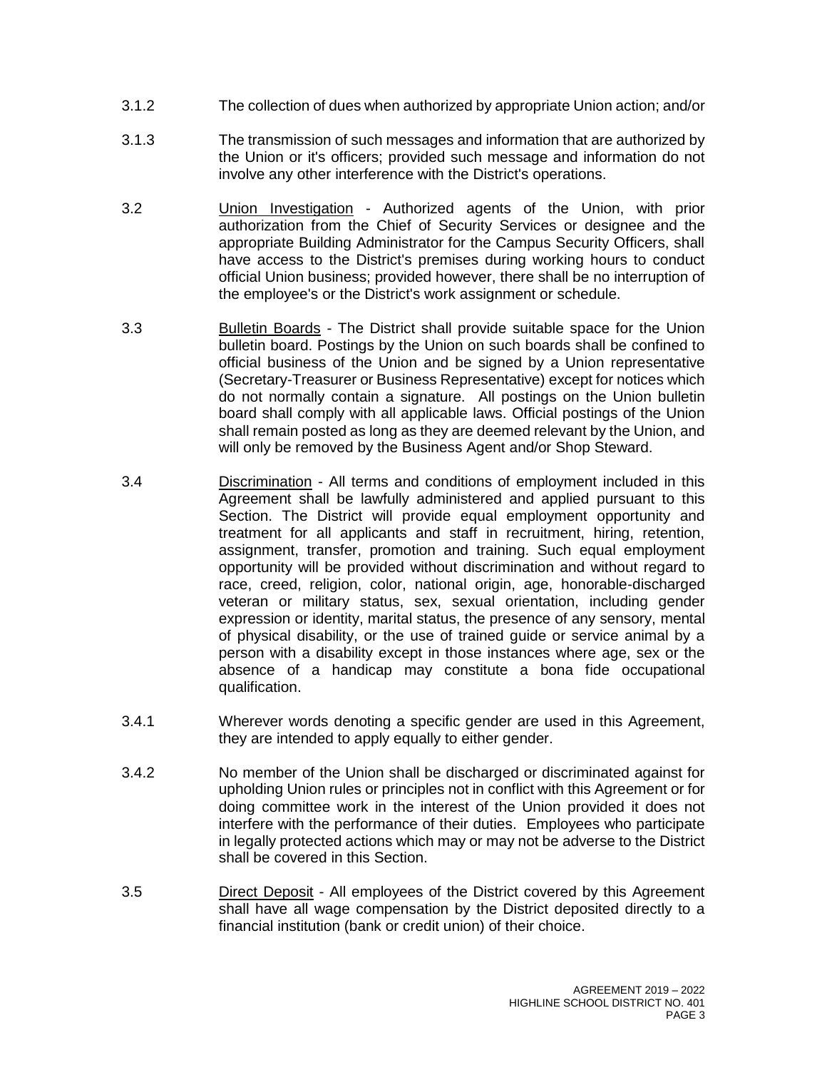3.1.2 The collection of dues when authorized by appropriate Union action; and/or

3.1.3 The transmission of such messages and information that are authorized by the Union or it's officers; provided such message and information do not involve any other interference with the District's operations.

3.2 Union Investigation - Authorized agents of the Union, with prior authorization from the Chief of Security Services or designee and the appropriate Building Administrator for the Campus Security Officers, shall have access to the District's premises during working hours to conduct official Union business; provided however, there shall be no interruption of the employee's or the District's work assignment or schedule.

3.3 Bulletin Boards - The District shall provide suitable space for the Union bulletin board. Postings by the Union on such boards shall be confined to official business of the Union and be signed by a Union representative (Secretary-Treasurer or Business Representative) except for notices which do not normally contain a signature. All postings on the Union bulletin board shall comply with all applicable laws. Official postings of the Union shall remain posted as long as they are deemed relevant by the Union, and will only be removed by the Business Agent and/or Shop Steward.

3.4 Discrimination - All terms and conditions of employment included in this Agreement shall be lawfully administered and applied pursuant to this Section. The District will provide equal employment opportunity and treatment for all applicants and staff in recruitment, hiring, retention, assignment, transfer, promotion and training. Such equal employment opportunity will be provided without discrimination and without regard to race, creed, religion, color, national origin, age, honorable-discharged veteran or military status, sex, sexual orientation, including gender expression or identity, marital status, the presence of any sensory, mental of physical disability, or the use of trained guide or service animal by a person with a disability except in those instances where age, sex or the absence of a handicap may constitute a bona fide occupational qualification.

3.4.1 Wherever words denoting a specific gender are used in this Agreement, they are intended to apply equally to either gender.

3.4.2 No member of the Union shall be discharged or discriminated against for upholding Union rules or principles not in conflict with this Agreement or for doing committee work in the interest of the Union provided it does not interfere with the performance of their duties. Employees who participate in legally protected actions which may or may not be adverse to the District shall be covered in this Section.

3.5 Direct Deposit - All employees of the District covered by this Agreement shall have all wage compensation by the District deposited directly to a financial institution (bank or credit union) of their choice.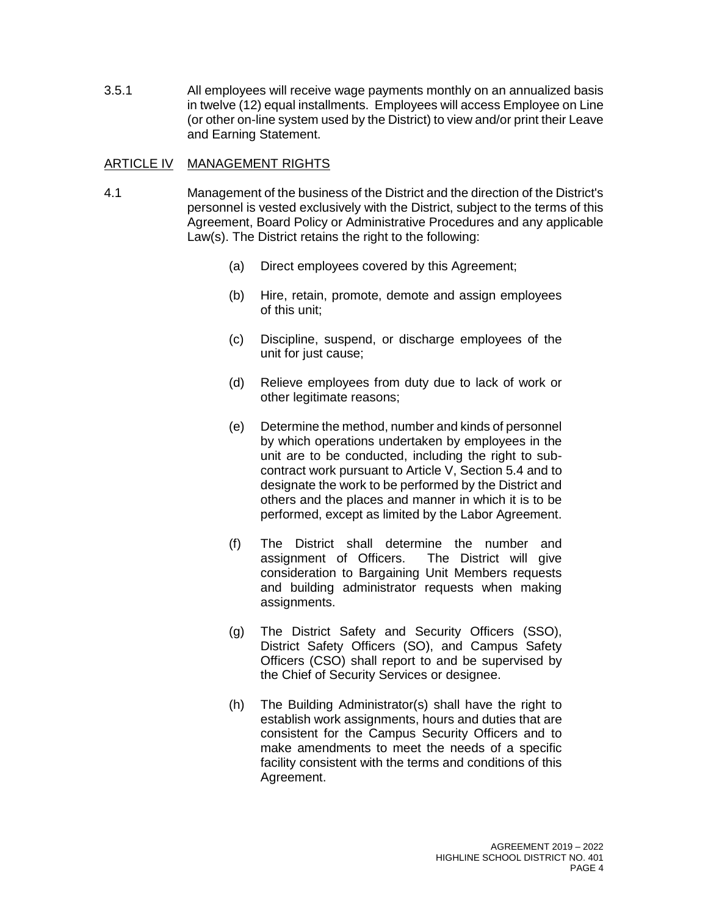3.5.1 All employees will receive wage payments monthly on an annualized basis in twelve (12) equal installments. Employees will access Employee on Line (or other on-line system used by the District) to view and/or print their Leave and Earning Statement.

## ARTICLE IV MANAGEMENT RIGHTS

4.1 Management of the business of the District and the direction of the District's personnel is vested exclusively with the District, subject to the terms of this Agreement, Board Policy or Administrative Procedures and any applicable Law(s). The District retains the right to the following:

(a) Direct employees covered by this Agreement;

(b) Hire, retain, promote, demote and assign employees of this unit;

(c) Discipline, suspend, or discharge employees of the unit for just cause;

(d) Relieve employees from duty due to lack of work or other legitimate reasons;

(e) Determine the method, number and kinds of personnel by which operations undertaken by employees in the unit are to be conducted, including the right to sub-contract work pursuant to Article V, Section 5.4 and to designate the work to be performed by the District and others and the places and manner in which it is to be performed, except as limited by the Labor Agreement.

(f) The District shall determine the number and assignment of Officers. The District will give consideration to Bargaining Unit Members requests and building administrator requests when making assignments.

(g) The District Safety and Security Officers (SSO), District Safety Officers (SO), and Campus Safety Officers (CSO) shall report to and be supervised by the Chief of Security Services or designee.

(h) The Building Administrator(s) shall have the right to establish work assignments, hours and duties that are consistent for the Campus Security Officers and to make amendments to meet the needs of a specific facility consistent with the terms and conditions of this Agreement.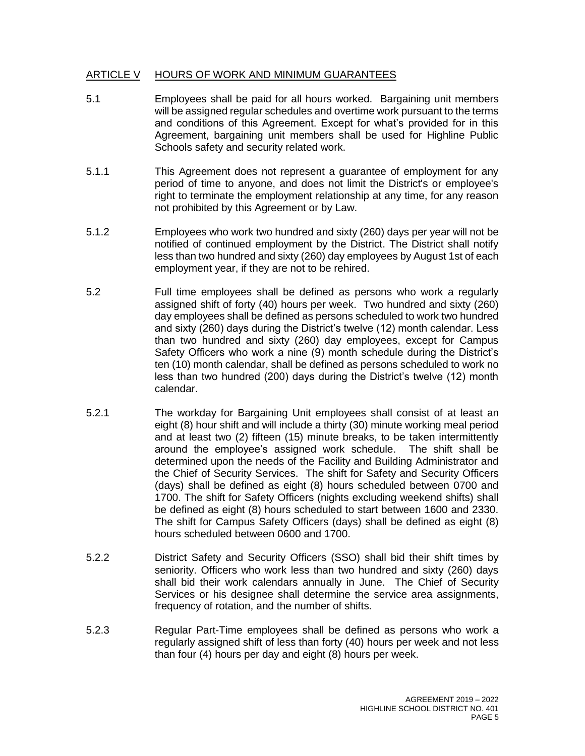## ARTICLE V HOURS OF WORK AND MINIMUM GUARANTEES

5.1 Employees shall be paid for all hours worked. Bargaining unit members will be assigned regular schedules and overtime work pursuant to the terms and conditions of this Agreement. Except for what's provided for in this Agreement, bargaining unit members shall be used for Highline Public Schools safety and security related work.

5.1.1 This Agreement does not represent a guarantee of employment for any period of time to anyone, and does not limit the District's or employee's right to terminate the employment relationship at any time, for any reason not prohibited by this Agreement or by Law.

5.1.2 Employees who work two hundred and sixty (260) days per year will not be notified of continued employment by the District. The District shall notify less than two hundred and sixty (260) day employees by August 1st of each employment year, if they are not to be rehired.

5.2 Full time employees shall be defined as persons who work a regularly assigned shift of forty (40) hours per week. Two hundred and sixty (260) day employees shall be defined as persons scheduled to work two hundred and sixty (260) days during the District's twelve (12) month calendar. Less than two hundred and sixty (260) day employees, except for Campus Safety Officers who work a nine (9) month schedule during the District's ten (10) month calendar, shall be defined as persons scheduled to work no less than two hundred (200) days during the District's twelve (12) month calendar.

5.2.1 The workday for Bargaining Unit employees shall consist of at least an eight (8) hour shift and will include a thirty (30) minute working meal period and at least two (2) fifteen (15) minute breaks, to be taken intermittently around the employee's assigned work schedule. The shift shall be determined upon the needs of the Facility and Building Administrator and the Chief of Security Services. The shift for Safety and Security Officers (days) shall be defined as eight (8) hours scheduled between 0700 and 1700. The shift for Safety Officers (nights excluding weekend shifts) shall be defined as eight (8) hours scheduled to start between 1600 and 2330. The shift for Campus Safety Officers (days) shall be defined as eight (8) hours scheduled between 0600 and 1700.

5.2.2 District Safety and Security Officers (SSO) shall bid their shift times by seniority. Officers who work less than two hundred and sixty (260) days shall bid their work calendars annually in June. The Chief of Security Services or his designee shall determine the service area assignments, frequency of rotation, and the number of shifts.

5.2.3 Regular Part-Time employees shall be defined as persons who work a regularly assigned shift of less than forty (40) hours per week and not less than four (4) hours per day and eight (8) hours per week.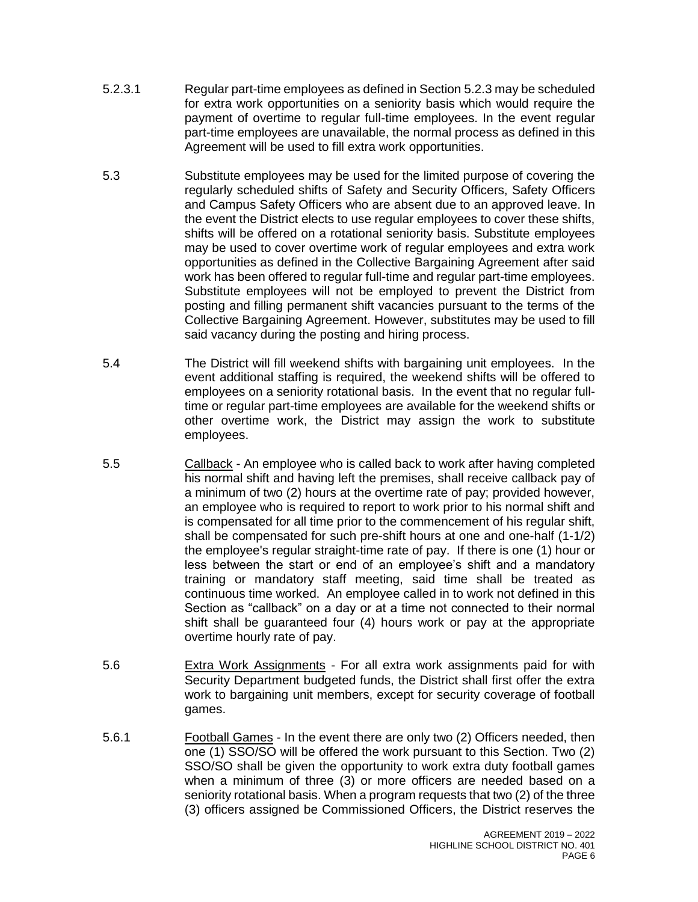5.2.3.1 Regular part-time employees as defined in Section 5.2.3 may be scheduled for extra work opportunities on a seniority basis which would require the payment of overtime to regular full-time employees. In the event regular part-time employees are unavailable, the normal process as defined in this Agreement will be used to fill extra work opportunities.

5.3 Substitute employees may be used for the limited purpose of covering the regularly scheduled shifts of Safety and Security Officers, Safety Officers and Campus Safety Officers who are absent due to an approved leave. In the event the District elects to use regular employees to cover these shifts, shifts will be offered on a rotational seniority basis. Substitute employees may be used to cover overtime work of regular employees and extra work opportunities as defined in the Collective Bargaining Agreement after said work has been offered to regular full-time and regular part-time employees. Substitute employees will not be employed to prevent the District from posting and filling permanent shift vacancies pursuant to the terms of the Collective Bargaining Agreement. However, substitutes may be used to fill said vacancy during the posting and hiring process.

5.4 The District will fill weekend shifts with bargaining unit employees. In the event additional staffing is required, the weekend shifts will be offered to employees on a seniority rotational basis. In the event that no regular full-time or regular part-time employees are available for the weekend shifts or other overtime work, the District may assign the work to substitute employees.

5.5 Callback - An employee who is called back to work after having completed his normal shift and having left the premises, shall receive callback pay of a minimum of two (2) hours at the overtime rate of pay; provided however, an employee who is required to report to work prior to his normal shift and is compensated for all time prior to the commencement of his regular shift, shall be compensated for such pre-shift hours at one and one-half (1-1/2) the employee's regular straight-time rate of pay. If there is one (1) hour or less between the start or end of an employee's shift and a mandatory training or mandatory staff meeting, said time shall be treated as continuous time worked. An employee called in to work not defined in this Section as "callback" on a day or at a time not connected to their normal shift shall be guaranteed four (4) hours work or pay at the appropriate overtime hourly rate of pay.

5.6 Extra Work Assignments - For all extra work assignments paid for with Security Department budgeted funds, the District shall first offer the extra work to bargaining unit members, except for security coverage of football games.

5.6.1 Football Games - In the event there are only two (2) Officers needed, then one (1) SSO/SO will be offered the work pursuant to this Section. Two (2) SSO/SO shall be given the opportunity to work extra duty football games when a minimum of three (3) or more officers are needed based on a seniority rotational basis. When a program requests that two (2) of the three (3) officers assigned be Commissioned Officers, the District reserves the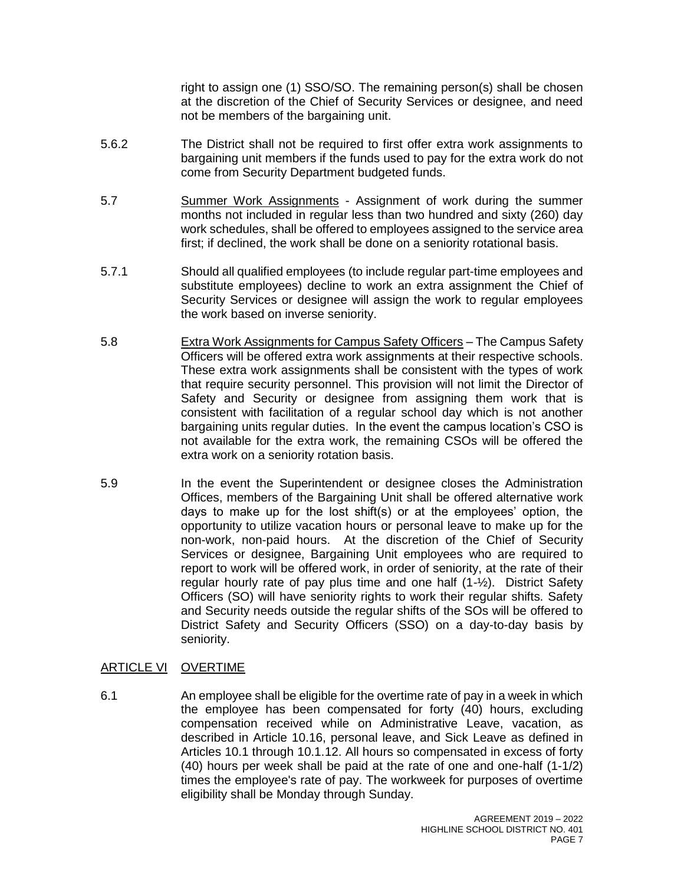right to assign one (1) SSO/SO. The remaining person(s) shall be chosen at the discretion of the Chief of Security Services or designee, and need not be members of the bargaining unit.

5.6.2 The District shall not be required to first offer extra work assignments to bargaining unit members if the funds used to pay for the extra work do not come from Security Department budgeted funds.

5.7 Summer Work Assignments - Assignment of work during the summer months not included in regular less than two hundred and sixty (260) day work schedules, shall be offered to employees assigned to the service area first; if declined, the work shall be done on a seniority rotational basis.

5.7.1 Should all qualified employees (to include regular part-time employees and substitute employees) decline to work an extra assignment the Chief of Security Services or designee will assign the work to regular employees the work based on inverse seniority.

5.8 Extra Work Assignments for Campus Safety Officers – The Campus Safety Officers will be offered extra work assignments at their respective schools. These extra work assignments shall be consistent with the types of work that require security personnel. This provision will not limit the Director of Safety and Security or designee from assigning them work that is consistent with facilitation of a regular school day which is not another bargaining units regular duties. In the event the campus location's CSO is not available for the extra work, the remaining CSOs will be offered the extra work on a seniority rotation basis.

5.9 In the event the Superintendent or designee closes the Administration Offices, members of the Bargaining Unit shall be offered alternative work days to make up for the lost shift(s) or at the employees' option, the opportunity to utilize vacation hours or personal leave to make up for the non-work, non-paid hours. At the discretion of the Chief of Security Services or designee, Bargaining Unit employees who are required to report to work will be offered work, in order of seniority, at the rate of their regular hourly rate of pay plus time and one half (1-½). District Safety Officers (SO) will have seniority rights to work their regular shifts. Safety and Security needs outside the regular shifts of the SOs will be offered to District Safety and Security Officers (SSO) on a day-to-day basis by seniority.

## ARTICLE VI OVERTIME

6.1 An employee shall be eligible for the overtime rate of pay in a week in which the employee has been compensated for forty (40) hours, excluding compensation received while on Administrative Leave, vacation, as described in Article 10.16, personal leave, and Sick Leave as defined in Articles 10.1 through 10.1.12. All hours so compensated in excess of forty (40) hours per week shall be paid at the rate of one and one-half (1-1/2) times the employee's rate of pay. The workweek for purposes of overtime eligibility shall be Monday through Sunday.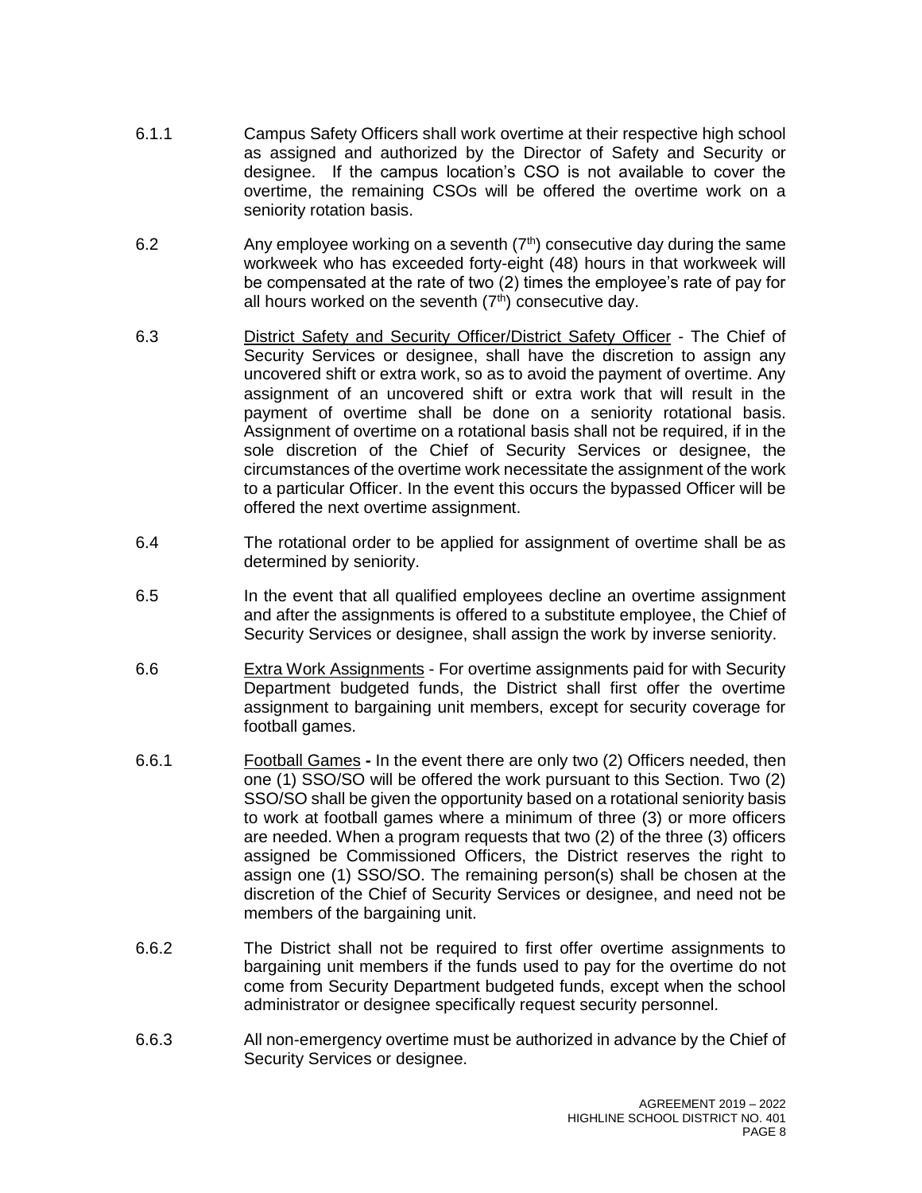6.1.1 Campus Safety Officers shall work overtime at their respective high school as assigned and authorized by the Director of Safety and Security or designee. If the campus location's CSO is not available to cover the overtime, the remaining CSOs will be offered the overtime work on a seniority rotation basis.

6.2 Any employee working on a seventh (7th) consecutive day during the same workweek who has exceeded forty-eight (48) hours in that workweek will be compensated at the rate of two (2) times the employee's rate of pay for all hours worked on the seventh (7th) consecutive day.

6.3 <u>District Safety and Security Officer/District Safety Officer</u> - The Chief of Security Services or designee, shall have the discretion to assign any uncovered shift or extra work, so as to avoid the payment of overtime. Any assignment of an uncovered shift or extra work that will result in the payment of overtime shall be done on a seniority rotational basis. Assignment of overtime on a rotational basis shall not be required, if in the sole discretion of the Chief of Security Services or designee, the circumstances of the overtime work necessitate the assignment of the work to a particular Officer. In the event this occurs the bypassed Officer will be offered the next overtime assignment.

6.4 The rotational order to be applied for assignment of overtime shall be as determined by seniority.

6.5 In the event that all qualified employees decline an overtime assignment and after the assignments is offered to a substitute employee, the Chief of Security Services or designee, shall assign the work by inverse seniority.

6.6 <u>Extra Work Assignments</u> - For overtime assignments paid for with Security Department budgeted funds, the District shall first offer the overtime assignment to bargaining unit members, except for security coverage for football games.

6.6.1 <u>Football Games</u> **-** In the event there are only two (2) Officers needed, then one (1) SSO/SO will be offered the work pursuant to this Section. Two (2) SSO/SO shall be given the opportunity based on a rotational seniority basis to work at football games where a minimum of three (3) or more officers are needed. When a program requests that two (2) of the three (3) officers assigned be Commissioned Officers, the District reserves the right to assign one (1) SSO/SO. The remaining person(s) shall be chosen at the discretion of the Chief of Security Services or designee, and need not be members of the bargaining unit.

6.6.2 The District shall not be required to first offer overtime assignments to bargaining unit members if the funds used to pay for the overtime do not come from Security Department budgeted funds, except when the school administrator or designee specifically request security personnel.

6.6.3 All non-emergency overtime must be authorized in advance by the Chief of Security Services or designee.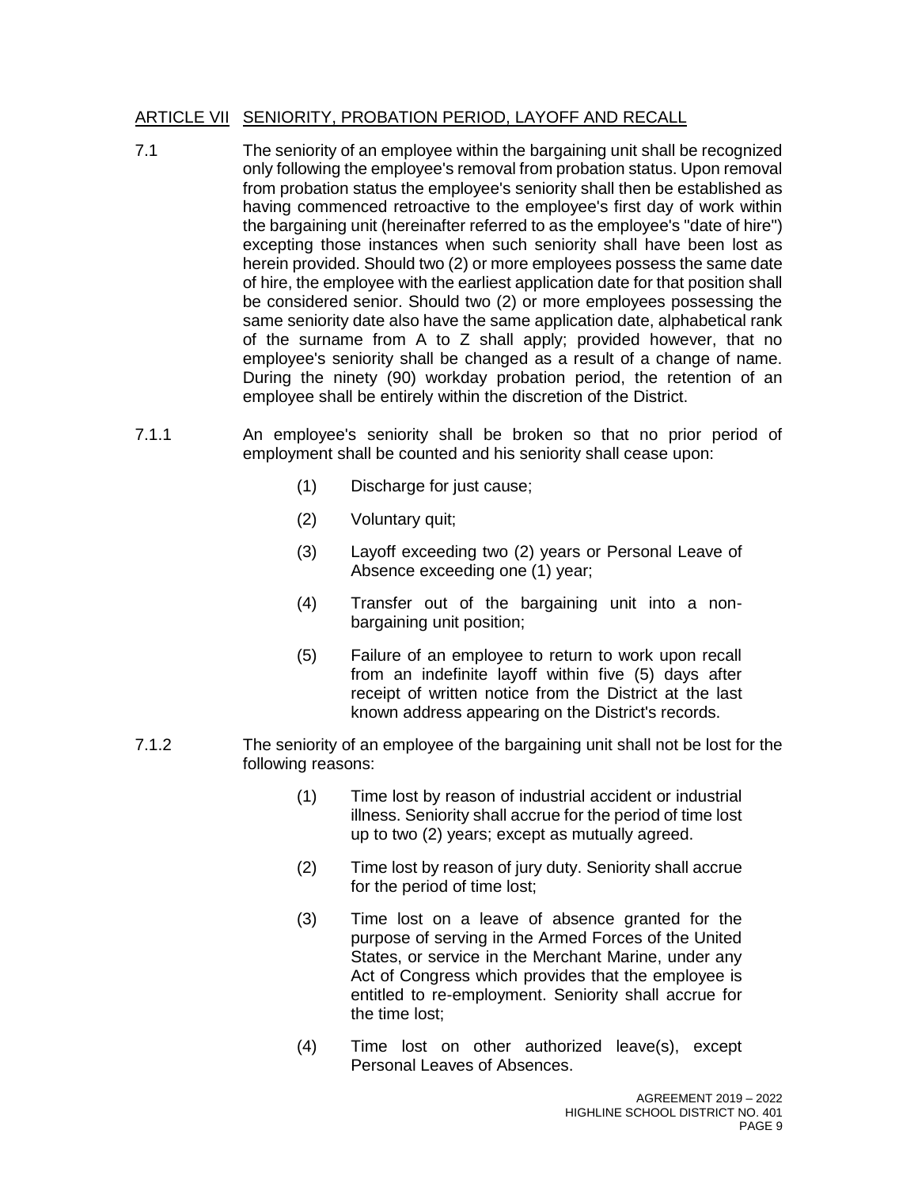## ARTICLE VII SENIORITY, PROBATION PERIOD, LAYOFF AND RECALL

7.1 The seniority of an employee within the bargaining unit shall be recognized only following the employee's removal from probation status. Upon removal from probation status the employee's seniority shall then be established as having commenced retroactive to the employee's first day of work within the bargaining unit (hereinafter referred to as the employee's "date of hire") excepting those instances when such seniority shall have been lost as herein provided. Should two (2) or more employees possess the same date of hire, the employee with the earliest application date for that position shall be considered senior. Should two (2) or more employees possessing the same seniority date also have the same application date, alphabetical rank of the surname from A to Z shall apply; provided however, that no employee's seniority shall be changed as a result of a change of name. During the ninety (90) workday probation period, the retention of an employee shall be entirely within the discretion of the District.

7.1.1 An employee's seniority shall be broken so that no prior period of employment shall be counted and his seniority shall cease upon:

(1) Discharge for just cause;

(2) Voluntary quit;

(3) Layoff exceeding two (2) years or Personal Leave of Absence exceeding one (1) year;

(4) Transfer out of the bargaining unit into a non-bargaining unit position;

(5) Failure of an employee to return to work upon recall from an indefinite layoff within five (5) days after receipt of written notice from the District at the last known address appearing on the District's records.

7.1.2 The seniority of an employee of the bargaining unit shall not be lost for the following reasons:

(1) Time lost by reason of industrial accident or industrial illness. Seniority shall accrue for the period of time lost up to two (2) years; except as mutually agreed.

(2) Time lost by reason of jury duty. Seniority shall accrue for the period of time lost;

(3) Time lost on a leave of absence granted for the purpose of serving in the Armed Forces of the United States, or service in the Merchant Marine, under any Act of Congress which provides that the employee is entitled to re-employment. Seniority shall accrue for the time lost;

(4) Time lost on other authorized leave(s), except Personal Leaves of Absences.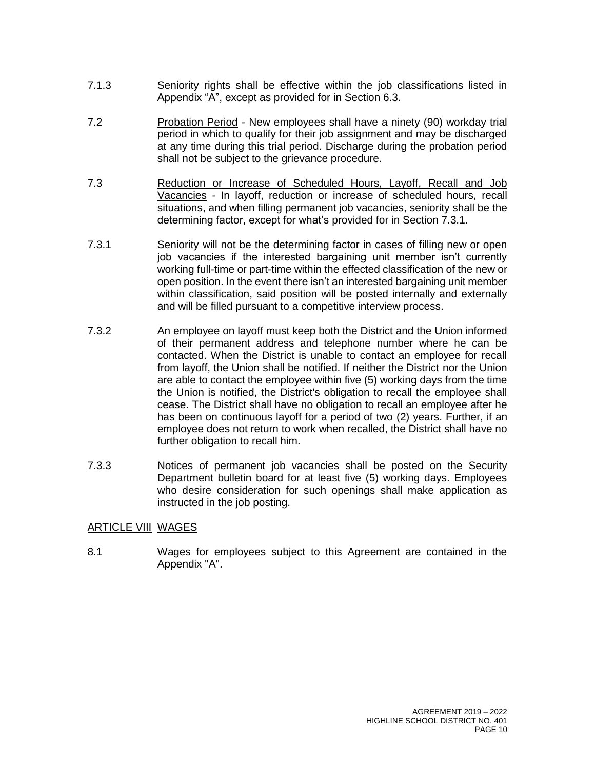7.1.3 Seniority rights shall be effective within the job classifications listed in Appendix "A", except as provided for in Section 6.3.

7.2 Probation Period - New employees shall have a ninety (90) workday trial period in which to qualify for their job assignment and may be discharged at any time during this trial period. Discharge during the probation period shall not be subject to the grievance procedure.

7.3 Reduction or Increase of Scheduled Hours, Layoff, Recall and Job Vacancies - In layoff, reduction or increase of scheduled hours, recall situations, and when filling permanent job vacancies, seniority shall be the determining factor, except for what's provided for in Section 7.3.1.

7.3.1 Seniority will not be the determining factor in cases of filling new or open job vacancies if the interested bargaining unit member isn't currently working full-time or part-time within the effected classification of the new or open position. In the event there isn't an interested bargaining unit member within classification, said position will be posted internally and externally and will be filled pursuant to a competitive interview process.

7.3.2 An employee on layoff must keep both the District and the Union informed of their permanent address and telephone number where he can be contacted. When the District is unable to contact an employee for recall from layoff, the Union shall be notified. If neither the District nor the Union are able to contact the employee within five (5) working days from the time the Union is notified, the District's obligation to recall the employee shall cease. The District shall have no obligation to recall an employee after he has been on continuous layoff for a period of two (2) years. Further, if an employee does not return to work when recalled, the District shall have no further obligation to recall him.

7.3.3 Notices of permanent job vacancies shall be posted on the Security Department bulletin board for at least five (5) working days. Employees who desire consideration for such openings shall make application as instructed in the job posting.

## ARTICLE VIII WAGES

8.1 Wages for employees subject to this Agreement are contained in the Appendix "A".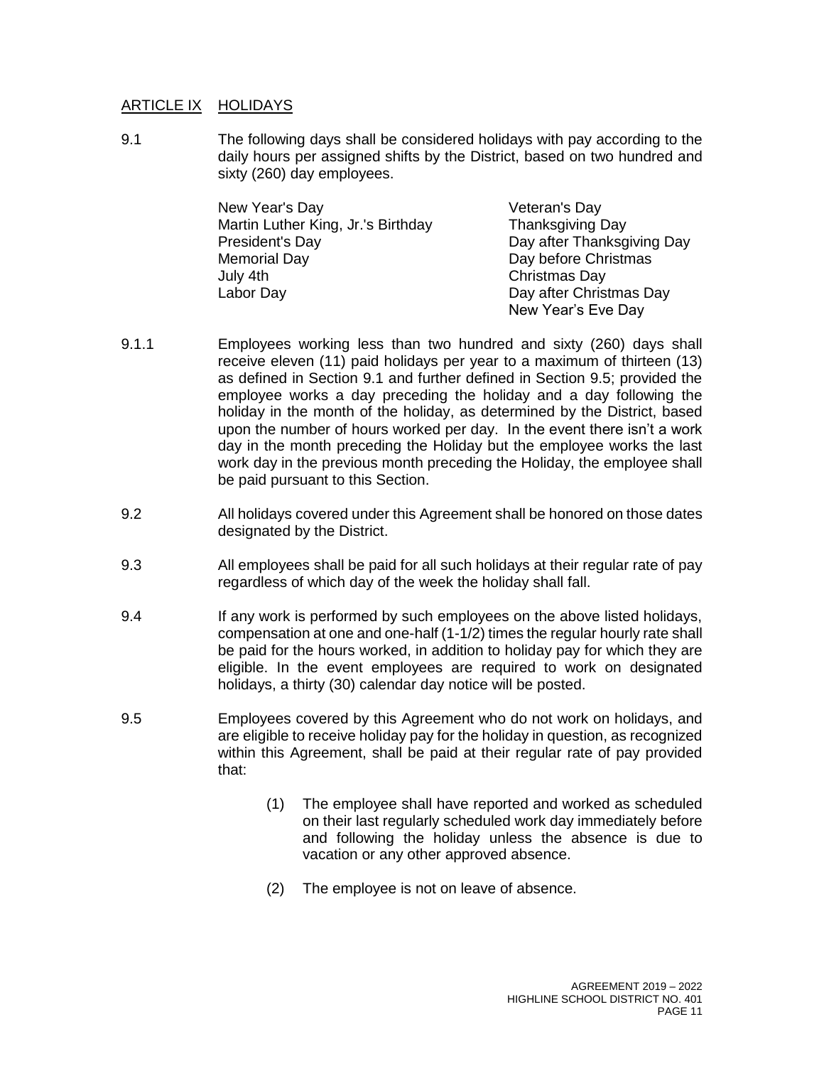## ARTICLE IX HOLIDAYS

9.1 The following days shall be considered holidays with pay according to the daily hours per assigned shifts by the District, based on two hundred and sixty (260) day employees.

| | |
|---|---|
| New Year's Day | Veteran's Day |
| Martin Luther King, Jr.'s Birthday | Thanksgiving Day |
| President's Day | Day after Thanksgiving Day |
| Memorial Day | Day before Christmas |
| July 4th | Christmas Day |
| Labor Day | Day after Christmas Day |
| | New Year's Eve Day |

9.1.1 Employees working less than two hundred and sixty (260) days shall receive eleven (11) paid holidays per year to a maximum of thirteen (13) as defined in Section 9.1 and further defined in Section 9.5; provided the employee works a day preceding the holiday and a day following the holiday in the month of the holiday, as determined by the District, based upon the number of hours worked per day. In the event there isn't a work day in the month preceding the Holiday but the employee works the last work day in the previous month preceding the Holiday, the employee shall be paid pursuant to this Section.

9.2 All holidays covered under this Agreement shall be honored on those dates designated by the District.

9.3 All employees shall be paid for all such holidays at their regular rate of pay regardless of which day of the week the holiday shall fall.

9.4 If any work is performed by such employees on the above listed holidays, compensation at one and one-half (1-1/2) times the regular hourly rate shall be paid for the hours worked, in addition to holiday pay for which they are eligible. In the event employees are required to work on designated holidays, a thirty (30) calendar day notice will be posted.

9.5 Employees covered by this Agreement who do not work on holidays, and are eligible to receive holiday pay for the holiday in question, as recognized within this Agreement, shall be paid at their regular rate of pay provided that:

(1) The employee shall have reported and worked as scheduled on their last regularly scheduled work day immediately before and following the holiday unless the absence is due to vacation or any other approved absence.

(2) The employee is not on leave of absence.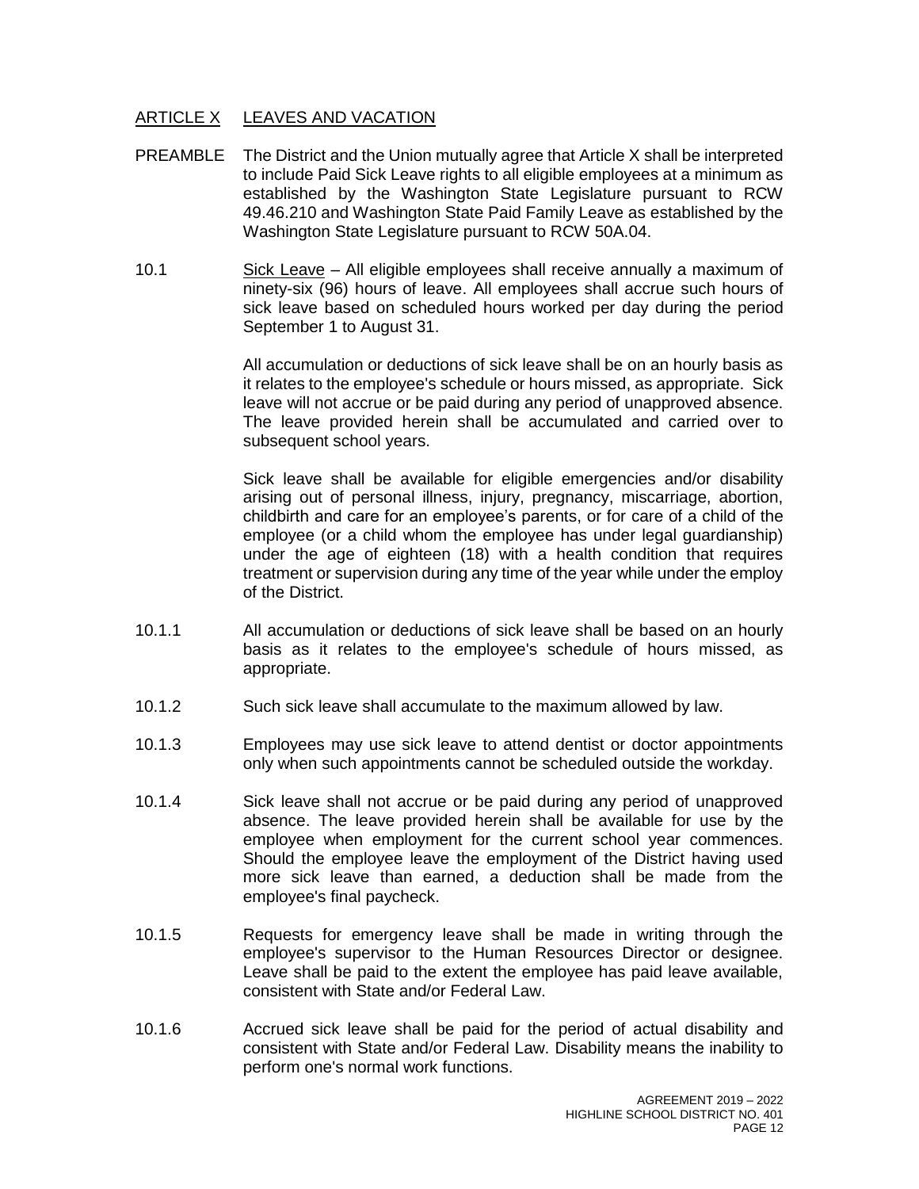## ARTICLE X LEAVES AND VACATION

PREAMBLE The District and the Union mutually agree that Article X shall be interpreted to include Paid Sick Leave rights to all eligible employees at a minimum as established by the Washington State Legislature pursuant to RCW 49.46.210 and Washington State Paid Family Leave as established by the Washington State Legislature pursuant to RCW 50A.04.

10.1 Sick Leave – All eligible employees shall receive annually a maximum of ninety-six (96) hours of leave. All employees shall accrue such hours of sick leave based on scheduled hours worked per day during the period September 1 to August 31.

All accumulation or deductions of sick leave shall be on an hourly basis as it relates to the employee's schedule or hours missed, as appropriate. Sick leave will not accrue or be paid during any period of unapproved absence. The leave provided herein shall be accumulated and carried over to subsequent school years.

Sick leave shall be available for eligible emergencies and/or disability arising out of personal illness, injury, pregnancy, miscarriage, abortion, childbirth and care for an employee's parents, or for care of a child of the employee (or a child whom the employee has under legal guardianship) under the age of eighteen (18) with a health condition that requires treatment or supervision during any time of the year while under the employ of the District.

10.1.1 All accumulation or deductions of sick leave shall be based on an hourly basis as it relates to the employee's schedule of hours missed, as appropriate.

10.1.2 Such sick leave shall accumulate to the maximum allowed by law.

10.1.3 Employees may use sick leave to attend dentist or doctor appointments only when such appointments cannot be scheduled outside the workday.

10.1.4 Sick leave shall not accrue or be paid during any period of unapproved absence. The leave provided herein shall be available for use by the employee when employment for the current school year commences. Should the employee leave the employment of the District having used more sick leave than earned, a deduction shall be made from the employee's final paycheck.

10.1.5 Requests for emergency leave shall be made in writing through the employee's supervisor to the Human Resources Director or designee. Leave shall be paid to the extent the employee has paid leave available, consistent with State and/or Federal Law.

10.1.6 Accrued sick leave shall be paid for the period of actual disability and consistent with State and/or Federal Law. Disability means the inability to perform one's normal work functions.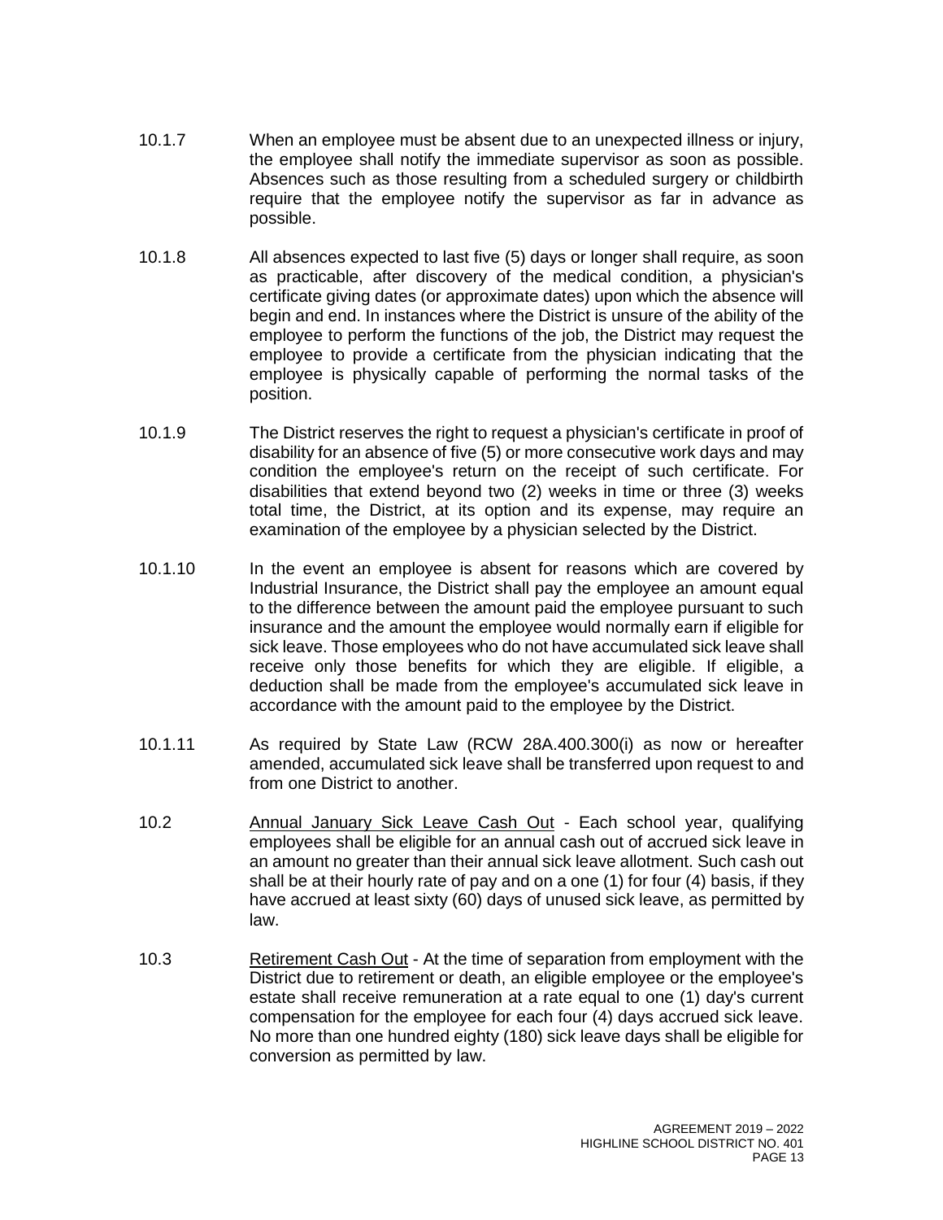10.1.7 When an employee must be absent due to an unexpected illness or injury, the employee shall notify the immediate supervisor as soon as possible. Absences such as those resulting from a scheduled surgery or childbirth require that the employee notify the supervisor as far in advance as possible.

10.1.8 All absences expected to last five (5) days or longer shall require, as soon as practicable, after discovery of the medical condition, a physician's certificate giving dates (or approximate dates) upon which the absence will begin and end. In instances where the District is unsure of the ability of the employee to perform the functions of the job, the District may request the employee to provide a certificate from the physician indicating that the employee is physically capable of performing the normal tasks of the position.

10.1.9 The District reserves the right to request a physician's certificate in proof of disability for an absence of five (5) or more consecutive work days and may condition the employee's return on the receipt of such certificate. For disabilities that extend beyond two (2) weeks in time or three (3) weeks total time, the District, at its option and its expense, may require an examination of the employee by a physician selected by the District.

10.1.10 In the event an employee is absent for reasons which are covered by Industrial Insurance, the District shall pay the employee an amount equal to the difference between the amount paid the employee pursuant to such insurance and the amount the employee would normally earn if eligible for sick leave. Those employees who do not have accumulated sick leave shall receive only those benefits for which they are eligible. If eligible, a deduction shall be made from the employee's accumulated sick leave in accordance with the amount paid to the employee by the District.

10.1.11 As required by State Law (RCW 28A.400.300(i) as now or hereafter amended, accumulated sick leave shall be transferred upon request to and from one District to another.

10.2 <u>Annual January Sick Leave Cash Out</u> - Each school year, qualifying employees shall be eligible for an annual cash out of accrued sick leave in an amount no greater than their annual sick leave allotment. Such cash out shall be at their hourly rate of pay and on a one (1) for four (4) basis, if they have accrued at least sixty (60) days of unused sick leave, as permitted by law.

10.3 <u>Retirement Cash Out</u> - At the time of separation from employment with the District due to retirement or death, an eligible employee or the employee's estate shall receive remuneration at a rate equal to one (1) day's current compensation for the employee for each four (4) days accrued sick leave. No more than one hundred eighty (180) sick leave days shall be eligible for conversion as permitted by law.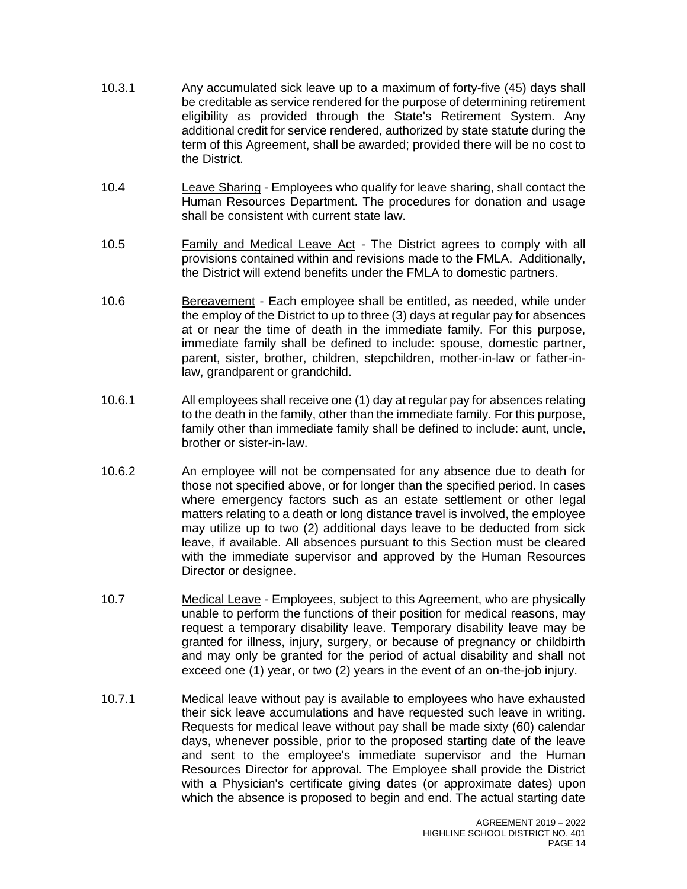10.3.1 Any accumulated sick leave up to a maximum of forty-five (45) days shall be creditable as service rendered for the purpose of determining retirement eligibility as provided through the State's Retirement System. Any additional credit for service rendered, authorized by state statute during the term of this Agreement, shall be awarded; provided there will be no cost to the District.

10.4 Leave Sharing - Employees who qualify for leave sharing, shall contact the Human Resources Department. The procedures for donation and usage shall be consistent with current state law.

10.5 Family and Medical Leave Act - The District agrees to comply with all provisions contained within and revisions made to the FMLA. Additionally, the District will extend benefits under the FMLA to domestic partners.

10.6 Bereavement - Each employee shall be entitled, as needed, while under the employ of the District to up to three (3) days at regular pay for absences at or near the time of death in the immediate family. For this purpose, immediate family shall be defined to include: spouse, domestic partner, parent, sister, brother, children, stepchildren, mother-in-law or father-in-law, grandparent or grandchild.

10.6.1 All employees shall receive one (1) day at regular pay for absences relating to the death in the family, other than the immediate family. For this purpose, family other than immediate family shall be defined to include: aunt, uncle, brother or sister-in-law.

10.6.2 An employee will not be compensated for any absence due to death for those not specified above, or for longer than the specified period. In cases where emergency factors such as an estate settlement or other legal matters relating to a death or long distance travel is involved, the employee may utilize up to two (2) additional days leave to be deducted from sick leave, if available. All absences pursuant to this Section must be cleared with the immediate supervisor and approved by the Human Resources Director or designee.

10.7 Medical Leave - Employees, subject to this Agreement, who are physically unable to perform the functions of their position for medical reasons, may request a temporary disability leave. Temporary disability leave may be granted for illness, injury, surgery, or because of pregnancy or childbirth and may only be granted for the period of actual disability and shall not exceed one (1) year, or two (2) years in the event of an on-the-job injury.

10.7.1 Medical leave without pay is available to employees who have exhausted their sick leave accumulations and have requested such leave in writing. Requests for medical leave without pay shall be made sixty (60) calendar days, whenever possible, prior to the proposed starting date of the leave and sent to the employee's immediate supervisor and the Human Resources Director for approval. The Employee shall provide the District with a Physician's certificate giving dates (or approximate dates) upon which the absence is proposed to begin and end. The actual starting date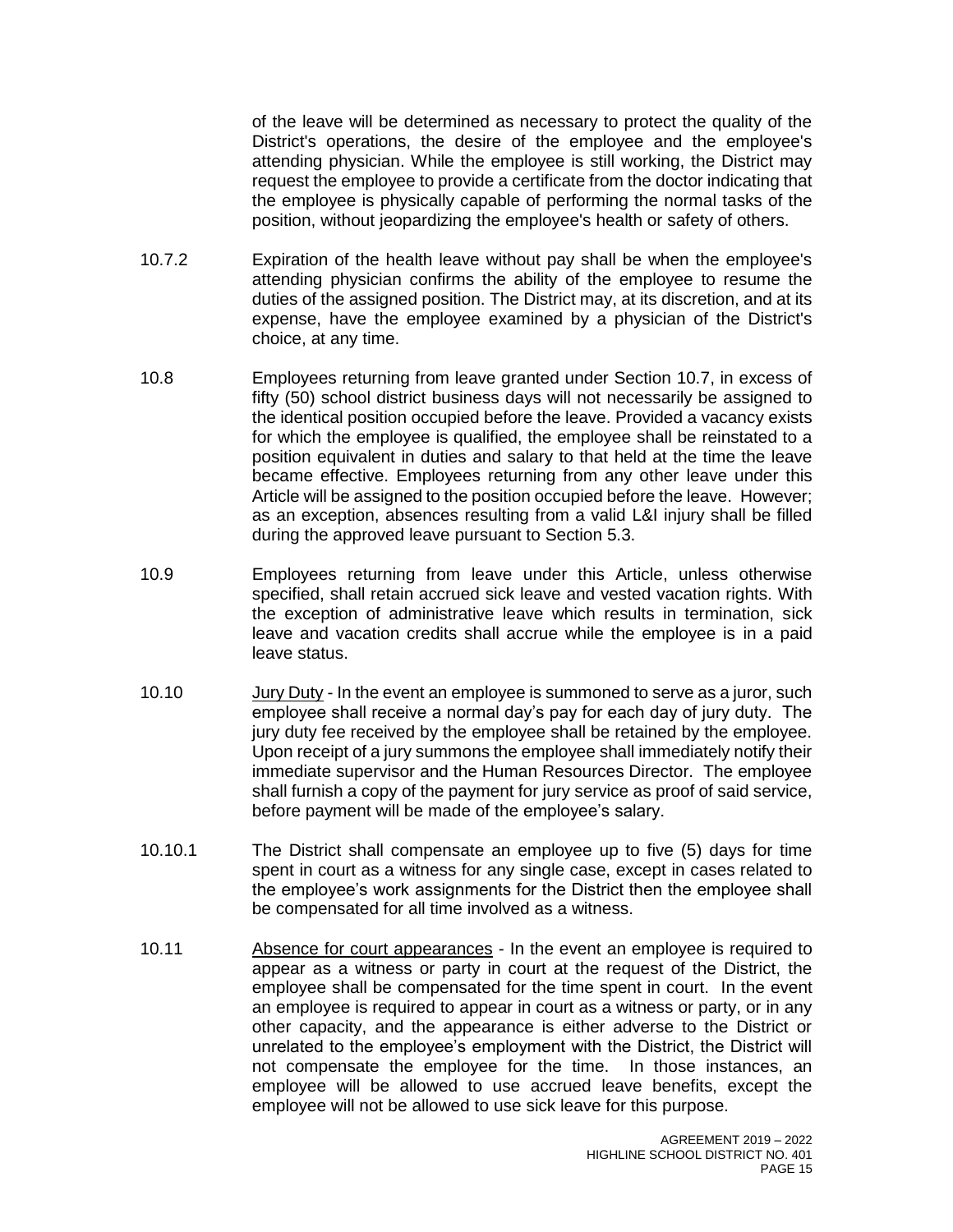of the leave will be determined as necessary to protect the quality of the District's operations, the desire of the employee and the employee's attending physician. While the employee is still working, the District may request the employee to provide a certificate from the doctor indicating that the employee is physically capable of performing the normal tasks of the position, without jeopardizing the employee's health or safety of others.

10.7.2 Expiration of the health leave without pay shall be when the employee's attending physician confirms the ability of the employee to resume the duties of the assigned position. The District may, at its discretion, and at its expense, have the employee examined by a physician of the District's choice, at any time.

10.8 Employees returning from leave granted under Section 10.7, in excess of fifty (50) school district business days will not necessarily be assigned to the identical position occupied before the leave. Provided a vacancy exists for which the employee is qualified, the employee shall be reinstated to a position equivalent in duties and salary to that held at the time the leave became effective. Employees returning from any other leave under this Article will be assigned to the position occupied before the leave. However; as an exception, absences resulting from a valid L&I injury shall be filled during the approved leave pursuant to Section 5.3.

10.9 Employees returning from leave under this Article, unless otherwise specified, shall retain accrued sick leave and vested vacation rights. With the exception of administrative leave which results in termination, sick leave and vacation credits shall accrue while the employee is in a paid leave status.

10.10 <u>Jury Duty</u> - In the event an employee is summoned to serve as a juror, such employee shall receive a normal day's pay for each day of jury duty. The jury duty fee received by the employee shall be retained by the employee. Upon receipt of a jury summons the employee shall immediately notify their immediate supervisor and the Human Resources Director. The employee shall furnish a copy of the payment for jury service as proof of said service, before payment will be made of the employee's salary.

10.10.1 The District shall compensate an employee up to five (5) days for time spent in court as a witness for any single case, except in cases related to the employee's work assignments for the District then the employee shall be compensated for all time involved as a witness.

10.11 <u>Absence for court appearances</u> - In the event an employee is required to appear as a witness or party in court at the request of the District, the employee shall be compensated for the time spent in court. In the event an employee is required to appear in court as a witness or party, or in any other capacity, and the appearance is either adverse to the District or unrelated to the employee's employment with the District, the District will not compensate the employee for the time. In those instances, an employee will be allowed to use accrued leave benefits, except the employee will not be allowed to use sick leave for this purpose.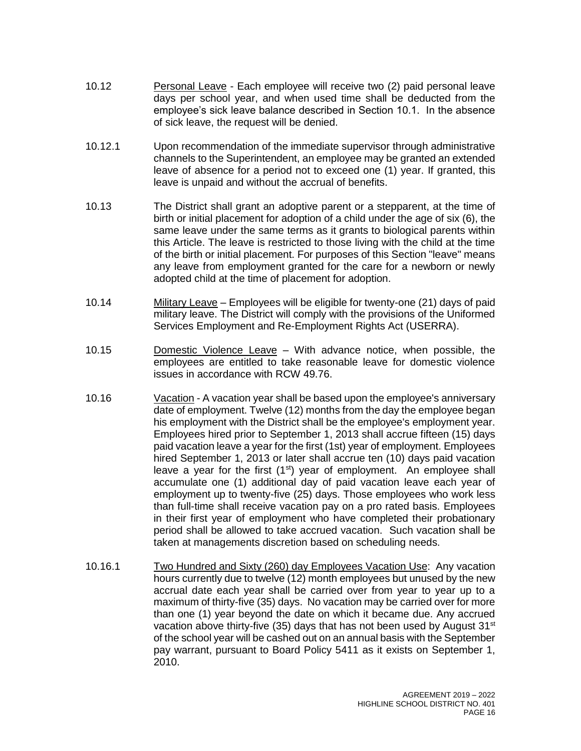10.12 Personal Leave - Each employee will receive two (2) paid personal leave days per school year, and when used time shall be deducted from the employee's sick leave balance described in Section 10.1. In the absence of sick leave, the request will be denied.

10.12.1 Upon recommendation of the immediate supervisor through administrative channels to the Superintendent, an employee may be granted an extended leave of absence for a period not to exceed one (1) year. If granted, this leave is unpaid and without the accrual of benefits.

10.13 The District shall grant an adoptive parent or a stepparent, at the time of birth or initial placement for adoption of a child under the age of six (6), the same leave under the same terms as it grants to biological parents within this Article. The leave is restricted to those living with the child at the time of the birth or initial placement. For purposes of this Section "leave" means any leave from employment granted for the care for a newborn or newly adopted child at the time of placement for adoption.

10.14 Military Leave – Employees will be eligible for twenty-one (21) days of paid military leave. The District will comply with the provisions of the Uniformed Services Employment and Re-Employment Rights Act (USERRA).

10.15 Domestic Violence Leave – With advance notice, when possible, the employees are entitled to take reasonable leave for domestic violence issues in accordance with RCW 49.76.

10.16 Vacation - A vacation year shall be based upon the employee's anniversary date of employment. Twelve (12) months from the day the employee began his employment with the District shall be the employee's employment year. Employees hired prior to September 1, 2013 shall accrue fifteen (15) days paid vacation leave a year for the first (1st) year of employment. Employees hired September 1, 2013 or later shall accrue ten (10) days paid vacation leave a year for the first (1st) year of employment. An employee shall accumulate one (1) additional day of paid vacation leave each year of employment up to twenty-five (25) days. Those employees who work less than full-time shall receive vacation pay on a pro rated basis. Employees in their first year of employment who have completed their probationary period shall be allowed to take accrued vacation. Such vacation shall be taken at managements discretion based on scheduling needs.

10.16.1 Two Hundred and Sixty (260) day Employees Vacation Use: Any vacation hours currently due to twelve (12) month employees but unused by the new accrual date each year shall be carried over from year to year up to a maximum of thirty-five (35) days. No vacation may be carried over for more than one (1) year beyond the date on which it became due. Any accrued vacation above thirty-five (35) days that has not been used by August 31st of the school year will be cashed out on an annual basis with the September pay warrant, pursuant to Board Policy 5411 as it exists on September 1, 2010.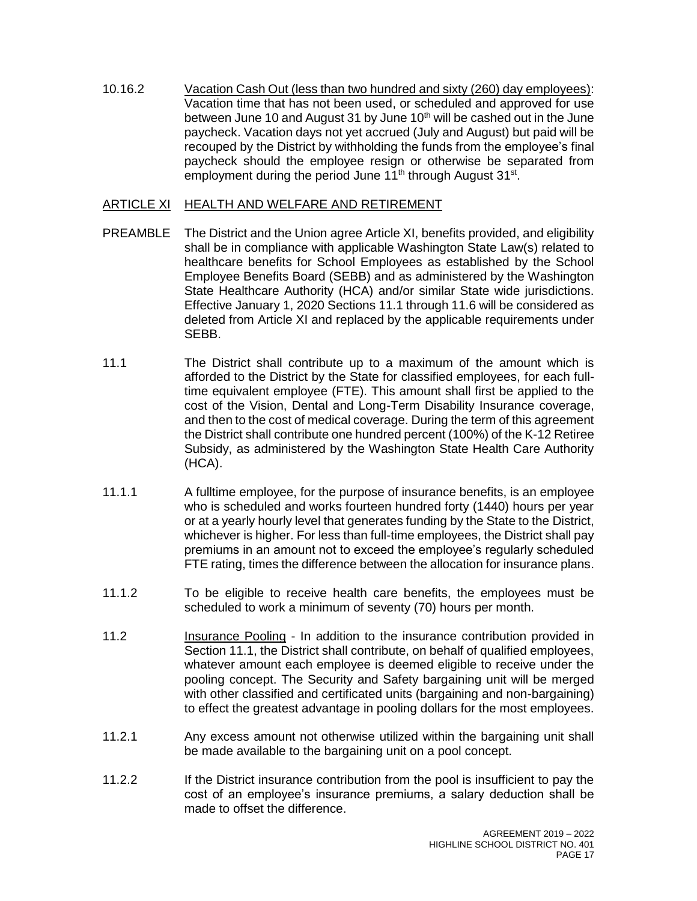10.16.2 Vacation Cash Out (less than two hundred and sixty (260) day employees): Vacation time that has not been used, or scheduled and approved for use between June 10 and August 31 by June 10th will be cashed out in the June paycheck. Vacation days not yet accrued (July and August) but paid will be recouped by the District by withholding the funds from the employee's final paycheck should the employee resign or otherwise be separated from employment during the period June 11th through August 31st.

## ARTICLE XI HEALTH AND WELFARE AND RETIREMENT

PREAMBLE The District and the Union agree Article XI, benefits provided, and eligibility shall be in compliance with applicable Washington State Law(s) related to healthcare benefits for School Employees as established by the School Employee Benefits Board (SEBB) and as administered by the Washington State Healthcare Authority (HCA) and/or similar State wide jurisdictions. Effective January 1, 2020 Sections 11.1 through 11.6 will be considered as deleted from Article XI and replaced by the applicable requirements under SEBB.

11.1 The District shall contribute up to a maximum of the amount which is afforded to the District by the State for classified employees, for each full-time equivalent employee (FTE). This amount shall first be applied to the cost of the Vision, Dental and Long-Term Disability Insurance coverage, and then to the cost of medical coverage. During the term of this agreement the District shall contribute one hundred percent (100%) of the K-12 Retiree Subsidy, as administered by the Washington State Health Care Authority (HCA).

11.1.1 A fulltime employee, for the purpose of insurance benefits, is an employee who is scheduled and works fourteen hundred forty (1440) hours per year or at a yearly hourly level that generates funding by the State to the District, whichever is higher. For less than full-time employees, the District shall pay premiums in an amount not to exceed the employee's regularly scheduled FTE rating, times the difference between the allocation for insurance plans.

11.1.2 To be eligible to receive health care benefits, the employees must be scheduled to work a minimum of seventy (70) hours per month.

11.2 Insurance Pooling - In addition to the insurance contribution provided in Section 11.1, the District shall contribute, on behalf of qualified employees, whatever amount each employee is deemed eligible to receive under the pooling concept. The Security and Safety bargaining unit will be merged with other classified and certificated units (bargaining and non-bargaining) to effect the greatest advantage in pooling dollars for the most employees.

11.2.1 Any excess amount not otherwise utilized within the bargaining unit shall be made available to the bargaining unit on a pool concept.

11.2.2 If the District insurance contribution from the pool is insufficient to pay the cost of an employee's insurance premiums, a salary deduction shall be made to offset the difference.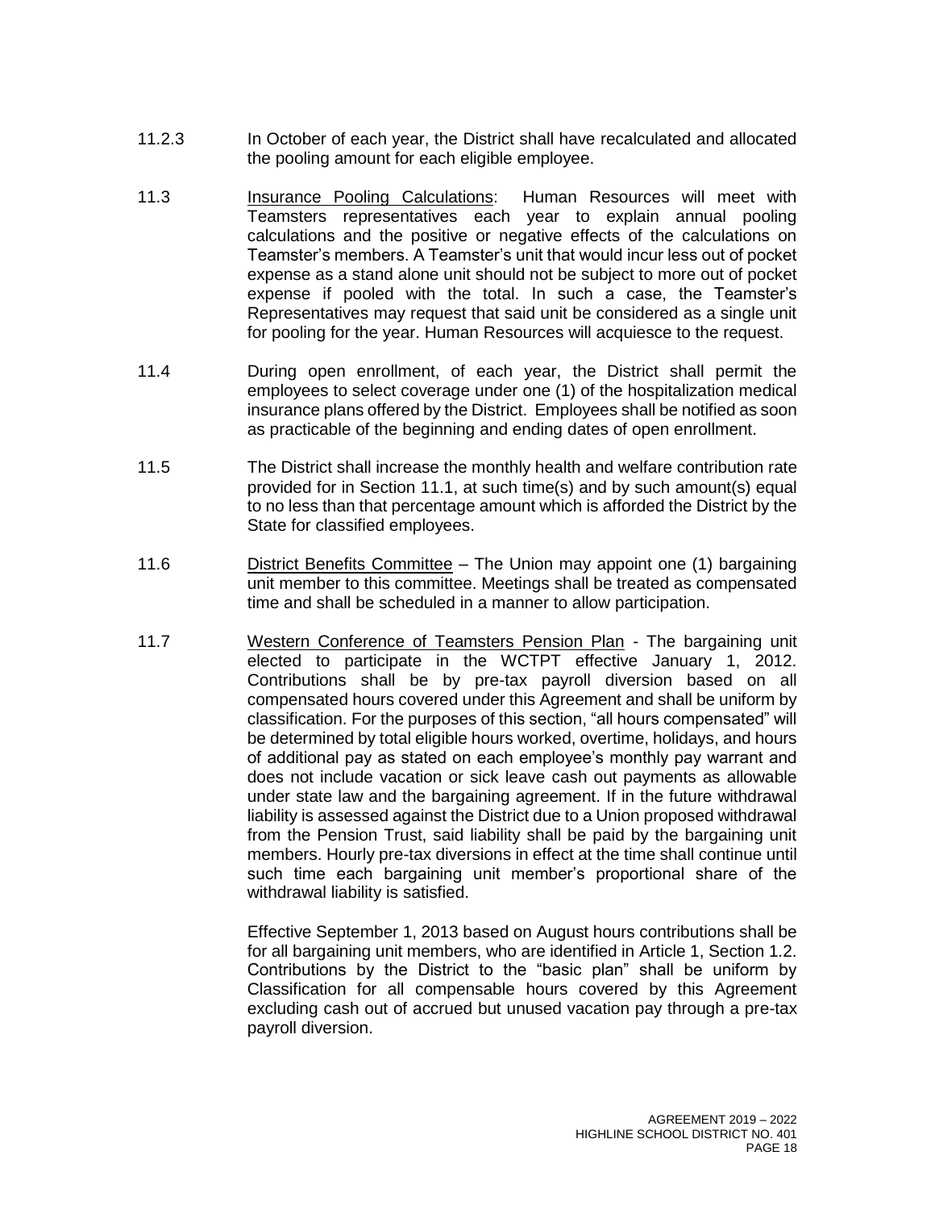11.2.3 In October of each year, the District shall have recalculated and allocated the pooling amount for each eligible employee.

11.3 Insurance Pooling Calculations: Human Resources will meet with Teamsters representatives each year to explain annual pooling calculations and the positive or negative effects of the calculations on Teamster's members. A Teamster's unit that would incur less out of pocket expense as a stand alone unit should not be subject to more out of pocket expense if pooled with the total. In such a case, the Teamster's Representatives may request that said unit be considered as a single unit for pooling for the year. Human Resources will acquiesce to the request.

11.4 During open enrollment, of each year, the District shall permit the employees to select coverage under one (1) of the hospitalization medical insurance plans offered by the District. Employees shall be notified as soon as practicable of the beginning and ending dates of open enrollment.

11.5 The District shall increase the monthly health and welfare contribution rate provided for in Section 11.1, at such time(s) and by such amount(s) equal to no less than that percentage amount which is afforded the District by the State for classified employees.

11.6 District Benefits Committee – The Union may appoint one (1) bargaining unit member to this committee. Meetings shall be treated as compensated time and shall be scheduled in a manner to allow participation.

11.7 Western Conference of Teamsters Pension Plan - The bargaining unit elected to participate in the WCTPT effective January 1, 2012. Contributions shall be by pre-tax payroll diversion based on all compensated hours covered under this Agreement and shall be uniform by classification. For the purposes of this section, "all hours compensated" will be determined by total eligible hours worked, overtime, holidays, and hours of additional pay as stated on each employee's monthly pay warrant and does not include vacation or sick leave cash out payments as allowable under state law and the bargaining agreement. If in the future withdrawal liability is assessed against the District due to a Union proposed withdrawal from the Pension Trust, said liability shall be paid by the bargaining unit members. Hourly pre-tax diversions in effect at the time shall continue until such time each bargaining unit member's proportional share of the withdrawal liability is satisfied.

Effective September 1, 2013 based on August hours contributions shall be for all bargaining unit members, who are identified in Article 1, Section 1.2. Contributions by the District to the "basic plan" shall be uniform by Classification for all compensable hours covered by this Agreement excluding cash out of accrued but unused vacation pay through a pre-tax payroll diversion.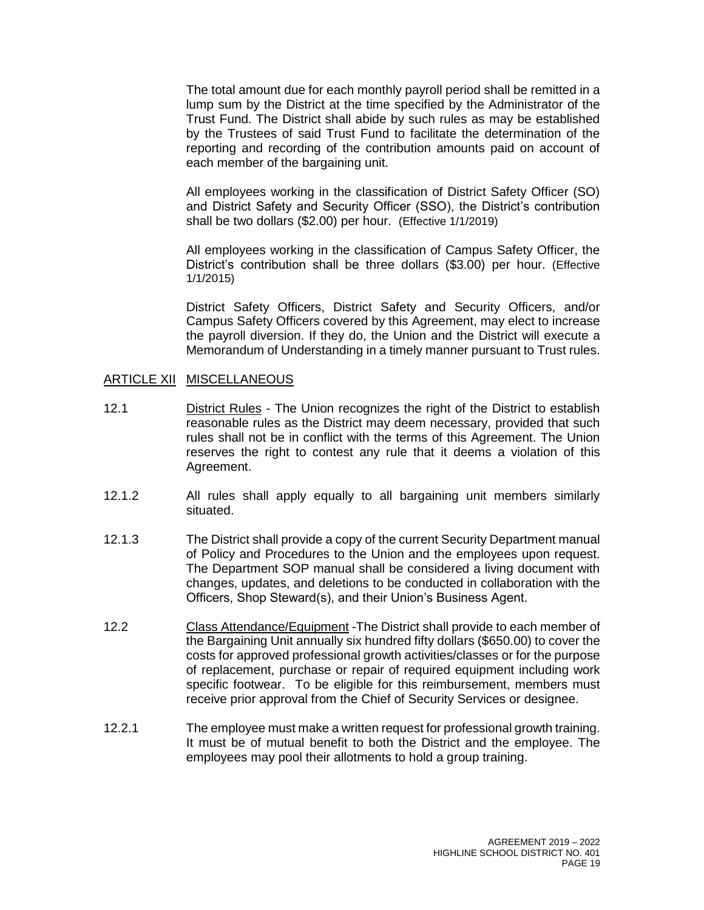The total amount due for each monthly payroll period shall be remitted in a lump sum by the District at the time specified by the Administrator of the Trust Fund. The District shall abide by such rules as may be established by the Trustees of said Trust Fund to facilitate the determination of the reporting and recording of the contribution amounts paid on account of each member of the bargaining unit.

All employees working in the classification of District Safety Officer (SO) and District Safety and Security Officer (SSO), the District's contribution shall be two dollars ($2.00) per hour. (Effective 1/1/2019)

All employees working in the classification of Campus Safety Officer, the District's contribution shall be three dollars ($3.00) per hour. (Effective 1/1/2015)

District Safety Officers, District Safety and Security Officers, and/or Campus Safety Officers covered by this Agreement, may elect to increase the payroll diversion. If they do, the Union and the District will execute a Memorandum of Understanding in a timely manner pursuant to Trust rules.

## ARTICLE XII MISCELLANEOUS

12.1 District Rules - The Union recognizes the right of the District to establish reasonable rules as the District may deem necessary, provided that such rules shall not be in conflict with the terms of this Agreement. The Union reserves the right to contest any rule that it deems a violation of this Agreement.

12.1.2 All rules shall apply equally to all bargaining unit members similarly situated.

12.1.3 The District shall provide a copy of the current Security Department manual of Policy and Procedures to the Union and the employees upon request. The Department SOP manual shall be considered a living document with changes, updates, and deletions to be conducted in collaboration with the Officers, Shop Steward(s), and their Union's Business Agent.

12.2 Class Attendance/Equipment -The District shall provide to each member of the Bargaining Unit annually six hundred fifty dollars ($650.00) to cover the costs for approved professional growth activities/classes or for the purpose of replacement, purchase or repair of required equipment including work specific footwear. To be eligible for this reimbursement, members must receive prior approval from the Chief of Security Services or designee.

12.2.1 The employee must make a written request for professional growth training. It must be of mutual benefit to both the District and the employee. The employees may pool their allotments to hold a group training.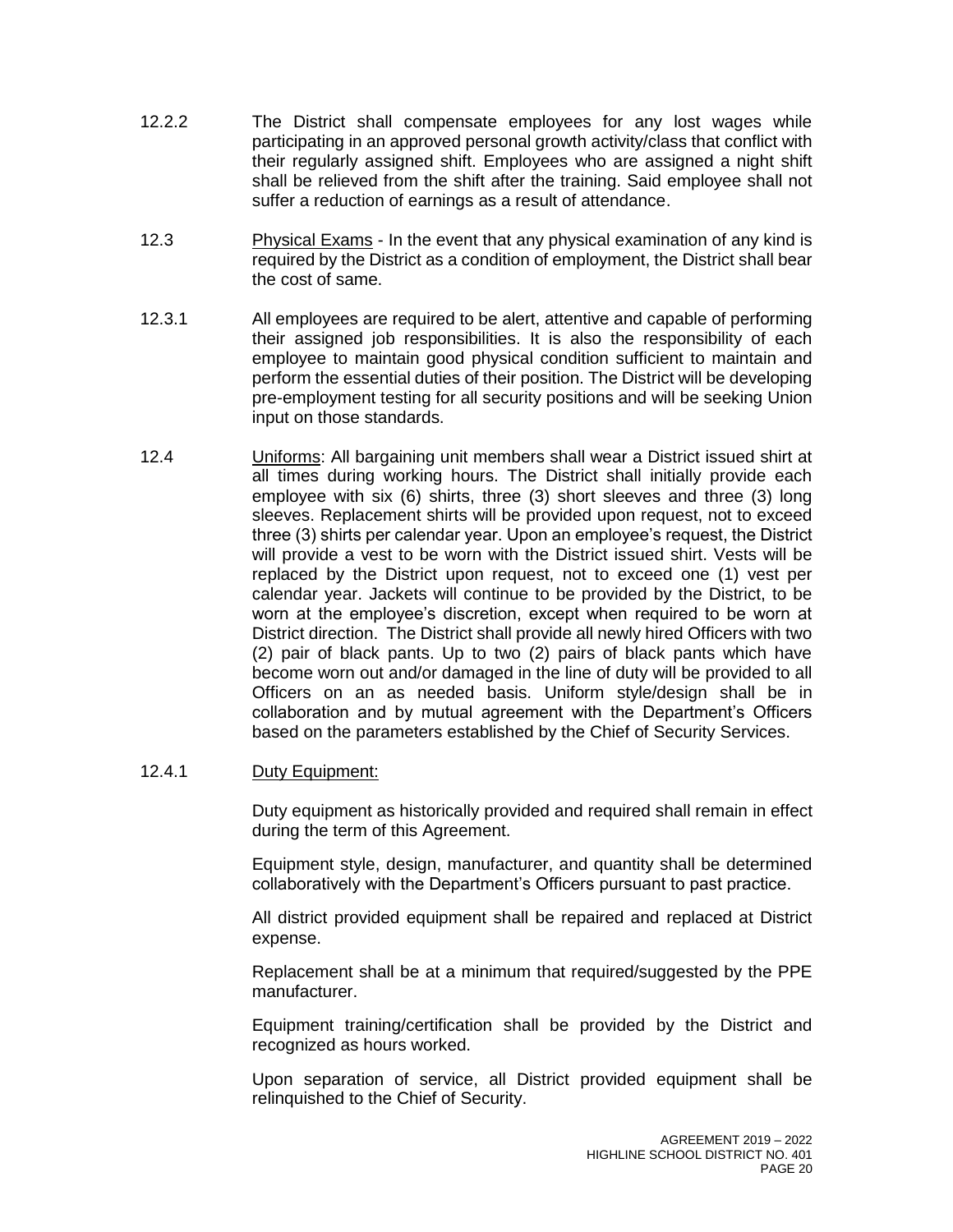12.2.2 The District shall compensate employees for any lost wages while participating in an approved personal growth activity/class that conflict with their regularly assigned shift. Employees who are assigned a night shift shall be relieved from the shift after the training. Said employee shall not suffer a reduction of earnings as a result of attendance.

12.3 Physical Exams - In the event that any physical examination of any kind is required by the District as a condition of employment, the District shall bear the cost of same.

12.3.1 All employees are required to be alert, attentive and capable of performing their assigned job responsibilities. It is also the responsibility of each employee to maintain good physical condition sufficient to maintain and perform the essential duties of their position. The District will be developing pre-employment testing for all security positions and will be seeking Union input on those standards.

12.4 Uniforms: All bargaining unit members shall wear a District issued shirt at all times during working hours. The District shall initially provide each employee with six (6) shirts, three (3) short sleeves and three (3) long sleeves. Replacement shirts will be provided upon request, not to exceed three (3) shirts per calendar year. Upon an employee's request, the District will provide a vest to be worn with the District issued shirt. Vests will be replaced by the District upon request, not to exceed one (1) vest per calendar year. Jackets will continue to be provided by the District, to be worn at the employee's discretion, except when required to be worn at District direction. The District shall provide all newly hired Officers with two (2) pair of black pants. Up to two (2) pairs of black pants which have become worn out and/or damaged in the line of duty will be provided to all Officers on an as needed basis. Uniform style/design shall be in collaboration and by mutual agreement with the Department's Officers based on the parameters established by the Chief of Security Services.

12.4.1 Duty Equipment:

Duty equipment as historically provided and required shall remain in effect during the term of this Agreement.

Equipment style, design, manufacturer, and quantity shall be determined collaboratively with the Department's Officers pursuant to past practice.

All district provided equipment shall be repaired and replaced at District expense.

Replacement shall be at a minimum that required/suggested by the PPE manufacturer.

Equipment training/certification shall be provided by the District and recognized as hours worked.

Upon separation of service, all District provided equipment shall be relinquished to the Chief of Security.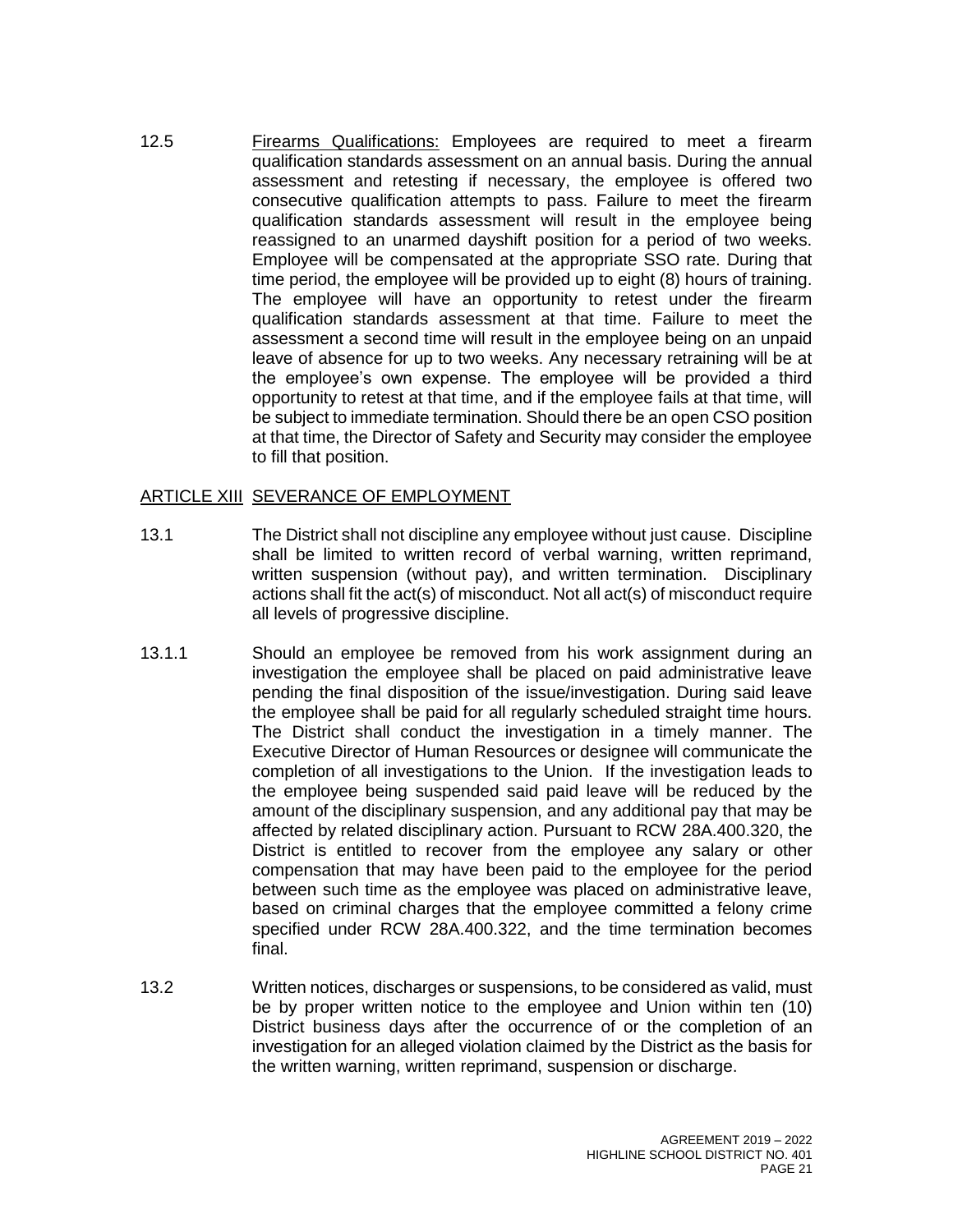12.5 Firearms Qualifications: Employees are required to meet a firearm qualification standards assessment on an annual basis. During the annual assessment and retesting if necessary, the employee is offered two consecutive qualification attempts to pass. Failure to meet the firearm qualification standards assessment will result in the employee being reassigned to an unarmed dayshift position for a period of two weeks. Employee will be compensated at the appropriate SSO rate. During that time period, the employee will be provided up to eight (8) hours of training. The employee will have an opportunity to retest under the firearm qualification standards assessment at that time. Failure to meet the assessment a second time will result in the employee being on an unpaid leave of absence for up to two weeks. Any necessary retraining will be at the employee's own expense. The employee will be provided a third opportunity to retest at that time, and if the employee fails at that time, will be subject to immediate termination. Should there be an open CSO position at that time, the Director of Safety and Security may consider the employee to fill that position.

## ARTICLE XIII SEVERANCE OF EMPLOYMENT

13.1 The District shall not discipline any employee without just cause. Discipline shall be limited to written record of verbal warning, written reprimand, written suspension (without pay), and written termination. Disciplinary actions shall fit the act(s) of misconduct. Not all act(s) of misconduct require all levels of progressive discipline.

13.1.1 Should an employee be removed from his work assignment during an investigation the employee shall be placed on paid administrative leave pending the final disposition of the issue/investigation. During said leave the employee shall be paid for all regularly scheduled straight time hours. The District shall conduct the investigation in a timely manner. The Executive Director of Human Resources or designee will communicate the completion of all investigations to the Union. If the investigation leads to the employee being suspended said paid leave will be reduced by the amount of the disciplinary suspension, and any additional pay that may be affected by related disciplinary action. Pursuant to RCW 28A.400.320, the District is entitled to recover from the employee any salary or other compensation that may have been paid to the employee for the period between such time as the employee was placed on administrative leave, based on criminal charges that the employee committed a felony crime specified under RCW 28A.400.322, and the time termination becomes final.

13.2 Written notices, discharges or suspensions, to be considered as valid, must be by proper written notice to the employee and Union within ten (10) District business days after the occurrence of or the completion of an investigation for an alleged violation claimed by the District as the basis for the written warning, written reprimand, suspension or discharge.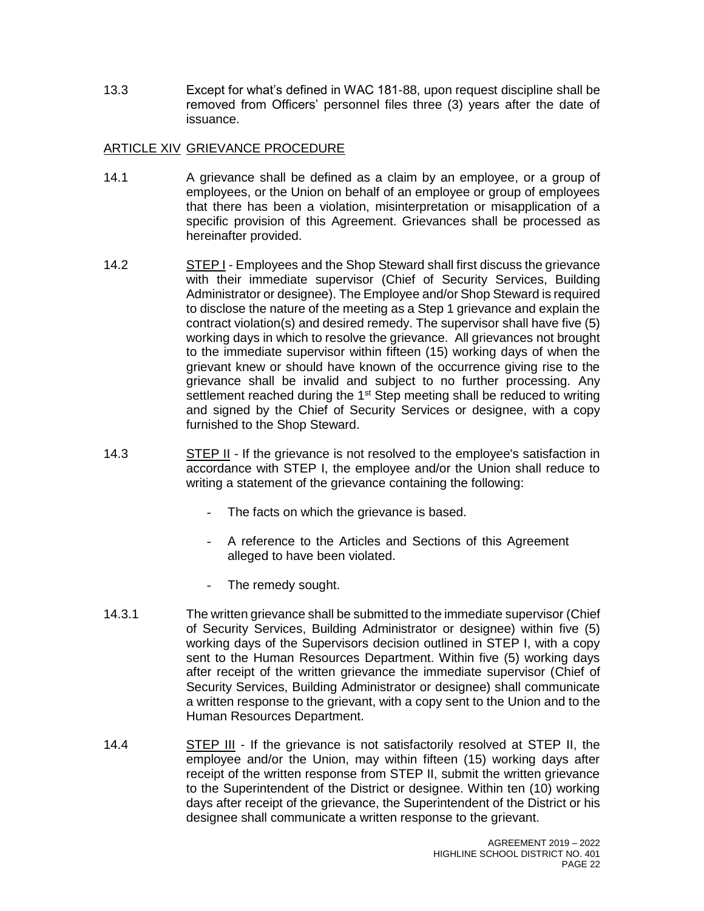13.3 Except for what's defined in WAC 181-88, upon request discipline shall be removed from Officers' personnel files three (3) years after the date of issuance.

## ARTICLE XIV GRIEVANCE PROCEDURE

14.1 A grievance shall be defined as a claim by an employee, or a group of employees, or the Union on behalf of an employee or group of employees that there has been a violation, misinterpretation or misapplication of a specific provision of this Agreement. Grievances shall be processed as hereinafter provided.

14.2 STEP I - Employees and the Shop Steward shall first discuss the grievance with their immediate supervisor (Chief of Security Services, Building Administrator or designee). The Employee and/or Shop Steward is required to disclose the nature of the meeting as a Step 1 grievance and explain the contract violation(s) and desired remedy. The supervisor shall have five (5) working days in which to resolve the grievance. All grievances not brought to the immediate supervisor within fifteen (15) working days of when the grievant knew or should have known of the occurrence giving rise to the grievance shall be invalid and subject to no further processing. Any settlement reached during the 1st Step meeting shall be reduced to writing and signed by the Chief of Security Services or designee, with a copy furnished to the Shop Steward.

14.3 STEP II - If the grievance is not resolved to the employee's satisfaction in accordance with STEP I, the employee and/or the Union shall reduce to writing a statement of the grievance containing the following:

- The facts on which the grievance is based.
- A reference to the Articles and Sections of this Agreement alleged to have been violated.
- The remedy sought.

14.3.1 The written grievance shall be submitted to the immediate supervisor (Chief of Security Services, Building Administrator or designee) within five (5) working days of the Supervisors decision outlined in STEP I, with a copy sent to the Human Resources Department. Within five (5) working days after receipt of the written grievance the immediate supervisor (Chief of Security Services, Building Administrator or designee) shall communicate a written response to the grievant, with a copy sent to the Union and to the Human Resources Department.

14.4 STEP III - If the grievance is not satisfactorily resolved at STEP II, the employee and/or the Union, may within fifteen (15) working days after receipt of the written response from STEP II, submit the written grievance to the Superintendent of the District or designee. Within ten (10) working days after receipt of the grievance, the Superintendent of the District or his designee shall communicate a written response to the grievant.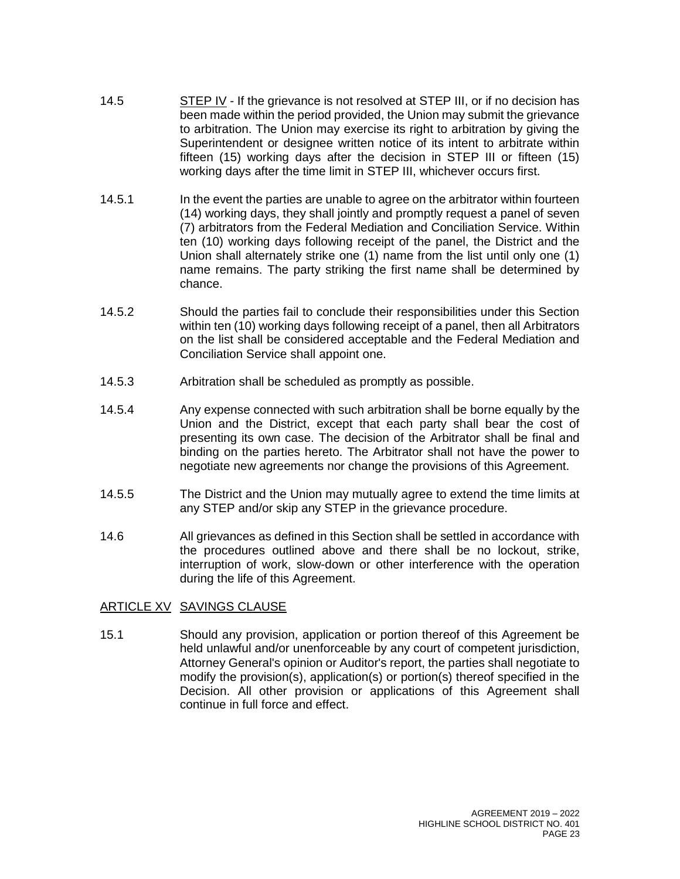14.5 STEP IV - If the grievance is not resolved at STEP III, or if no decision has been made within the period provided, the Union may submit the grievance to arbitration. The Union may exercise its right to arbitration by giving the Superintendent or designee written notice of its intent to arbitrate within fifteen (15) working days after the decision in STEP III or fifteen (15) working days after the time limit in STEP III, whichever occurs first.

14.5.1 In the event the parties are unable to agree on the arbitrator within fourteen (14) working days, they shall jointly and promptly request a panel of seven (7) arbitrators from the Federal Mediation and Conciliation Service. Within ten (10) working days following receipt of the panel, the District and the Union shall alternately strike one (1) name from the list until only one (1) name remains. The party striking the first name shall be determined by chance.

14.5.2 Should the parties fail to conclude their responsibilities under this Section within ten (10) working days following receipt of a panel, then all Arbitrators on the list shall be considered acceptable and the Federal Mediation and Conciliation Service shall appoint one.

14.5.3 Arbitration shall be scheduled as promptly as possible.

14.5.4 Any expense connected with such arbitration shall be borne equally by the Union and the District, except that each party shall bear the cost of presenting its own case. The decision of the Arbitrator shall be final and binding on the parties hereto. The Arbitrator shall not have the power to negotiate new agreements nor change the provisions of this Agreement.

14.5.5 The District and the Union may mutually agree to extend the time limits at any STEP and/or skip any STEP in the grievance procedure.

14.6 All grievances as defined in this Section shall be settled in accordance with the procedures outlined above and there shall be no lockout, strike, interruption of work, slow-down or other interference with the operation during the life of this Agreement.

## ARTICLE XV SAVINGS CLAUSE

15.1 Should any provision, application or portion thereof of this Agreement be held unlawful and/or unenforceable by any court of competent jurisdiction, Attorney General's opinion or Auditor's report, the parties shall negotiate to modify the provision(s), application(s) or portion(s) thereof specified in the Decision. All other provision or applications of this Agreement shall continue in full force and effect.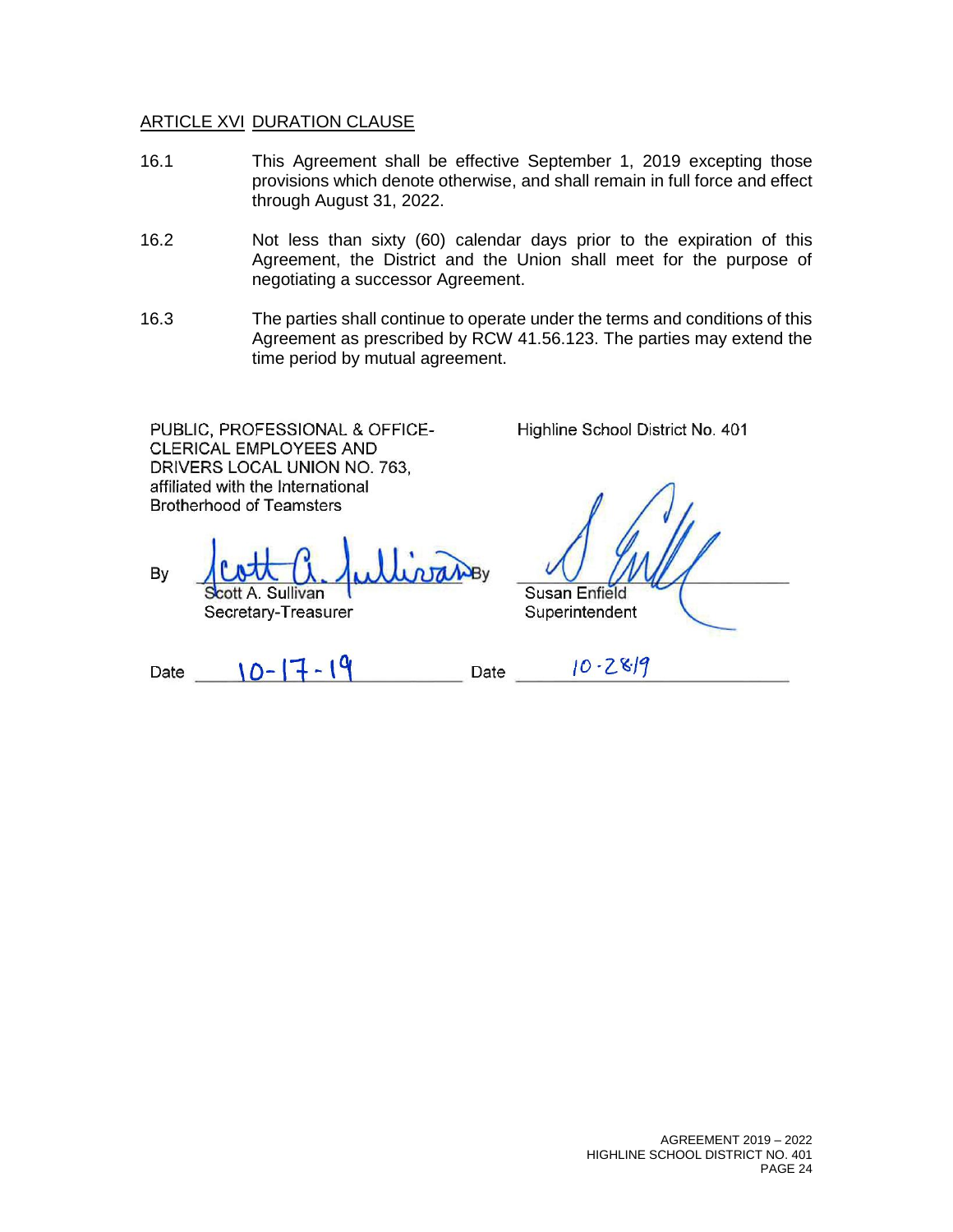## ARTICLE XVI DURATION CLAUSE

16.1 This Agreement shall be effective September 1, 2019 excepting those provisions which denote otherwise, and shall remain in full force and effect through August 31, 2022.

16.2 Not less than sixty (60) calendar days prior to the expiration of this Agreement, the District and the Union shall meet for the purpose of negotiating a successor Agreement.

16.3 The parties shall continue to operate under the terms and conditions of this Agreement as prescribed by RCW 41.56.123. The parties may extend the time period by mutual agreement.

| PUBLIC, PROFESSIONAL & OFFICE-CLERICAL EMPLOYEES AND DRIVERS LOCAL UNION NO. 763, affiliated with the International Brotherhood of Teamsters | Highline School District No. 401 |
|---|---|
| By Scott A. Sullivan, Secretary-Treasurer | By Susan Enfield, Superintendent |
| Date 10-17-19 | Date 10-28-19 |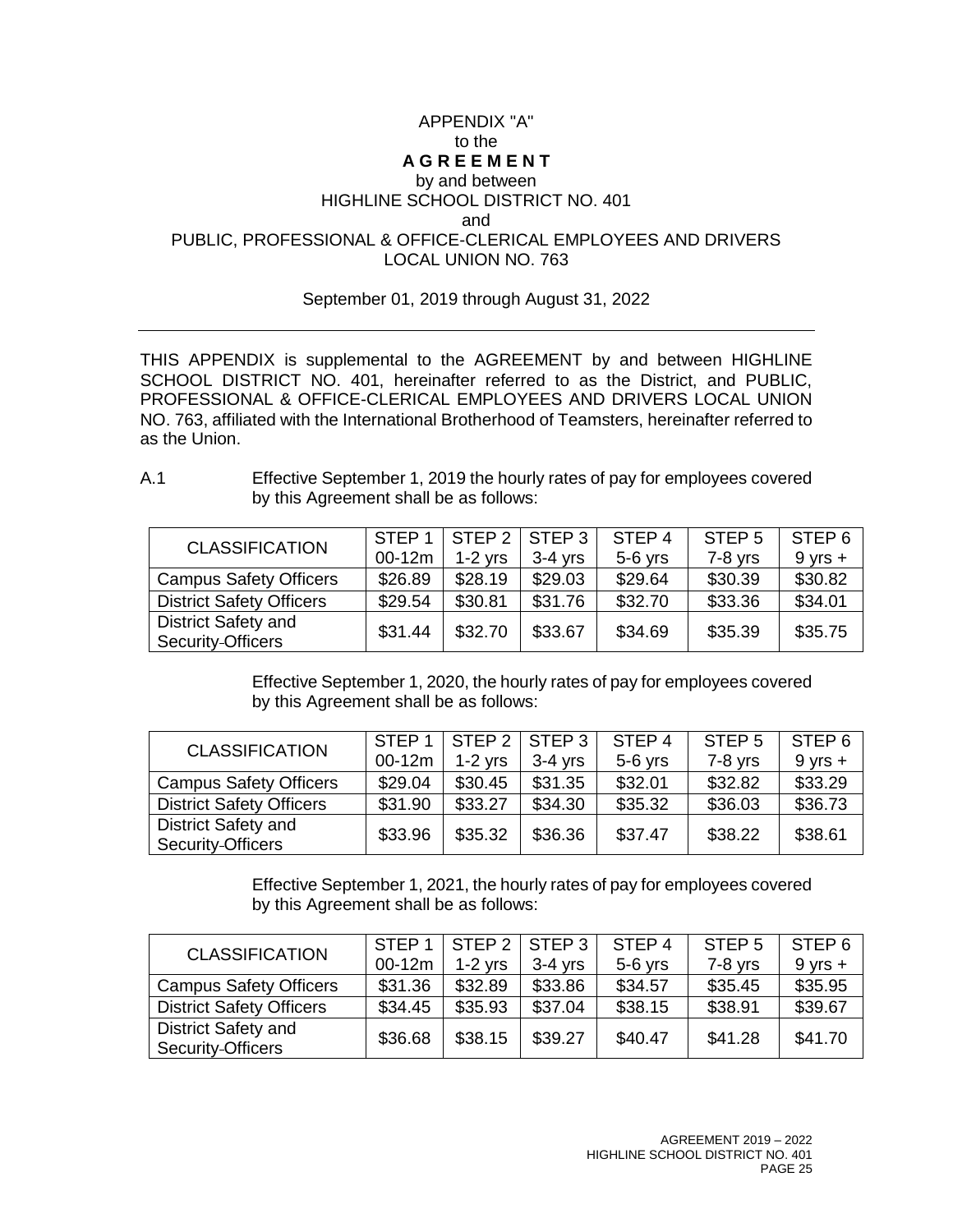APPENDIX "A"
to the
**A G R E E M E N T**
by and between
HIGHLINE SCHOOL DISTRICT NO. 401
and
PUBLIC, PROFESSIONAL & OFFICE-CLERICAL EMPLOYEES AND DRIVERS
LOCAL UNION NO. 763

September 01, 2019 through August 31, 2022

---

THIS APPENDIX is supplemental to the AGREEMENT by and between HIGHLINE SCHOOL DISTRICT NO. 401, hereinafter referred to as the District, and PUBLIC, PROFESSIONAL & OFFICE-CLERICAL EMPLOYEES AND DRIVERS LOCAL UNION NO. 763, affiliated with the International Brotherhood of Teamsters, hereinafter referred to as the Union.

A.1 Effective September 1, 2019 the hourly rates of pay for employees covered by this Agreement shall be as follows:

| CLASSIFICATION | STEP 1 00-12m | STEP 2 1-2 yrs | STEP 3 3-4 yrs | STEP 4 5-6 yrs | STEP 5 7-8 yrs | STEP 6 9 yrs + |
|---|---|---|---|---|---|---|
| Campus Safety Officers | $26.89 | $28.19 | $29.03 | $29.64 | $30.39 | $30.82 |
| District Safety Officers | $29.54 | $30.81 | $31.76 | $32.70 | $33.36 | $34.01 |
| District Safety and Security-Officers | $31.44 | $32.70 | $33.67 | $34.69 | $35.39 | $35.75 |

Effective September 1, 2020, the hourly rates of pay for employees covered by this Agreement shall be as follows:

| CLASSIFICATION | STEP 1 00-12m | STEP 2 1-2 yrs | STEP 3 3-4 yrs | STEP 4 5-6 yrs | STEP 5 7-8 yrs | STEP 6 9 yrs + |
|---|---|---|---|---|---|---|
| Campus Safety Officers | $29.04 | $30.45 | $31.35 | $32.01 | $32.82 | $33.29 |
| District Safety Officers | $31.90 | $33.27 | $34.30 | $35.32 | $36.03 | $36.73 |
| District Safety and Security-Officers | $33.96 | $35.32 | $36.36 | $37.47 | $38.22 | $38.61 |

Effective September 1, 2021, the hourly rates of pay for employees covered by this Agreement shall be as follows:

| CLASSIFICATION | STEP 1 00-12m | STEP 2 1-2 yrs | STEP 3 3-4 yrs | STEP 4 5-6 yrs | STEP 5 7-8 yrs | STEP 6 9 yrs + |
|---|---|---|---|---|---|---|
| Campus Safety Officers | $31.36 | $32.89 | $33.86 | $34.57 | $35.45 | $35.95 |
| District Safety Officers | $34.45 | $35.93 | $37.04 | $38.15 | $38.91 | $39.67 |
| District Safety and Security-Officers | $36.68 | $38.15 | $39.27 | $40.47 | $41.28 | $41.70 |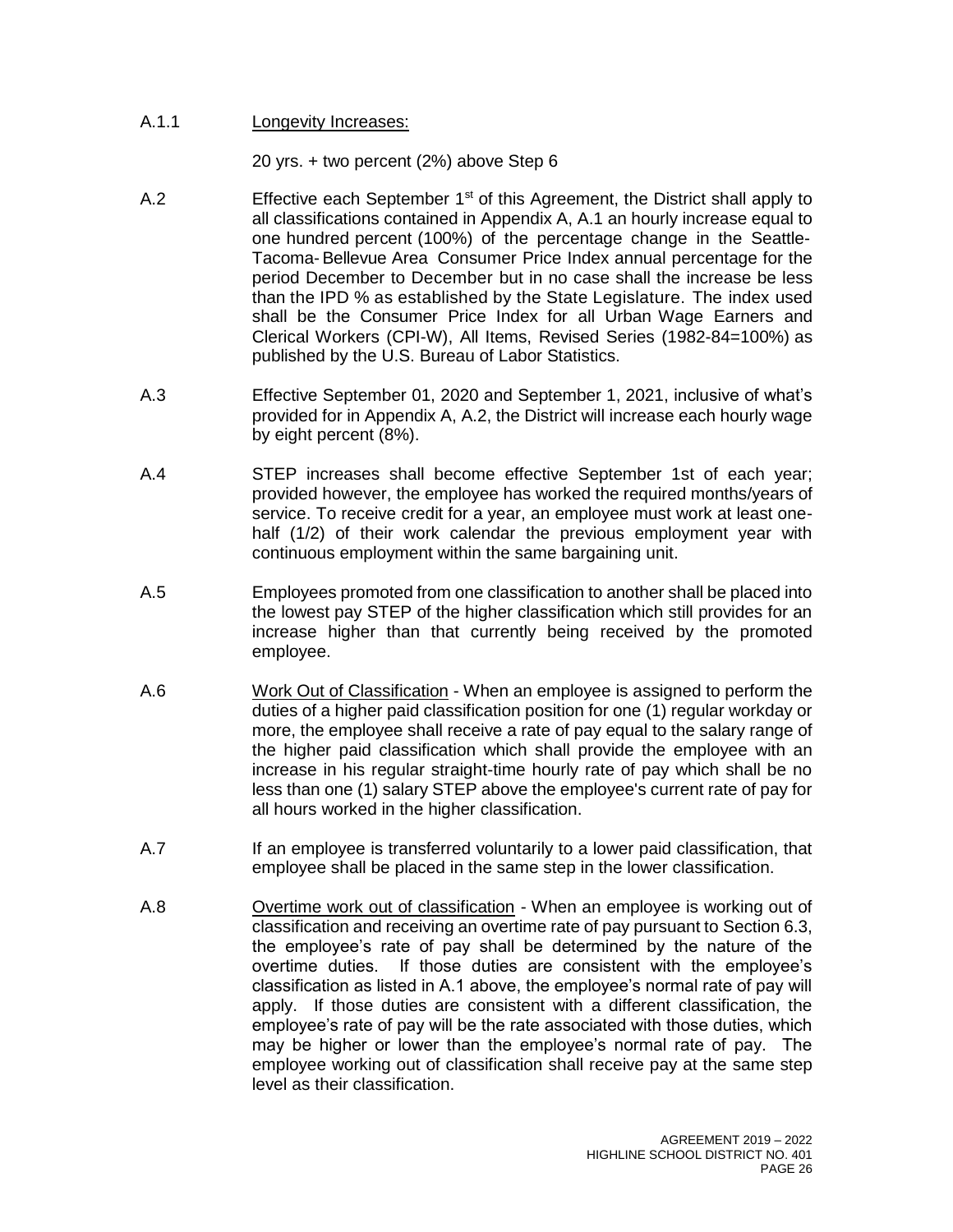A.1.1 Longevity Increases:

20 yrs. + two percent (2%) above Step 6

A.2 Effective each September 1st of this Agreement, the District shall apply to all classifications contained in Appendix A, A.1 an hourly increase equal to one hundred percent (100%) of the percentage change in the Seattle-Tacoma-Bellevue Area Consumer Price Index annual percentage for the period December to December but in no case shall the increase be less than the IPD % as established by the State Legislature. The index used shall be the Consumer Price Index for all Urban Wage Earners and Clerical Workers (CPI-W), All Items, Revised Series (1982-84=100%) as published by the U.S. Bureau of Labor Statistics.

A.3 Effective September 01, 2020 and September 1, 2021, inclusive of what's provided for in Appendix A, A.2, the District will increase each hourly wage by eight percent (8%).

A.4 STEP increases shall become effective September 1st of each year; provided however, the employee has worked the required months/years of service. To receive credit for a year, an employee must work at least one-half (1/2) of their work calendar the previous employment year with continuous employment within the same bargaining unit.

A.5 Employees promoted from one classification to another shall be placed into the lowest pay STEP of the higher classification which still provides for an increase higher than that currently being received by the promoted employee.

A.6 Work Out of Classification - When an employee is assigned to perform the duties of a higher paid classification position for one (1) regular workday or more, the employee shall receive a rate of pay equal to the salary range of the higher paid classification which shall provide the employee with an increase in his regular straight-time hourly rate of pay which shall be no less than one (1) salary STEP above the employee's current rate of pay for all hours worked in the higher classification.

A.7 If an employee is transferred voluntarily to a lower paid classification, that employee shall be placed in the same step in the lower classification.

A.8 Overtime work out of classification - When an employee is working out of classification and receiving an overtime rate of pay pursuant to Section 6.3, the employee's rate of pay shall be determined by the nature of the overtime duties. If those duties are consistent with the employee's classification as listed in A.1 above, the employee's normal rate of pay will apply. If those duties are consistent with a different classification, the employee's rate of pay will be the rate associated with those duties, which may be higher or lower than the employee's normal rate of pay. The employee working out of classification shall receive pay at the same step level as their classification.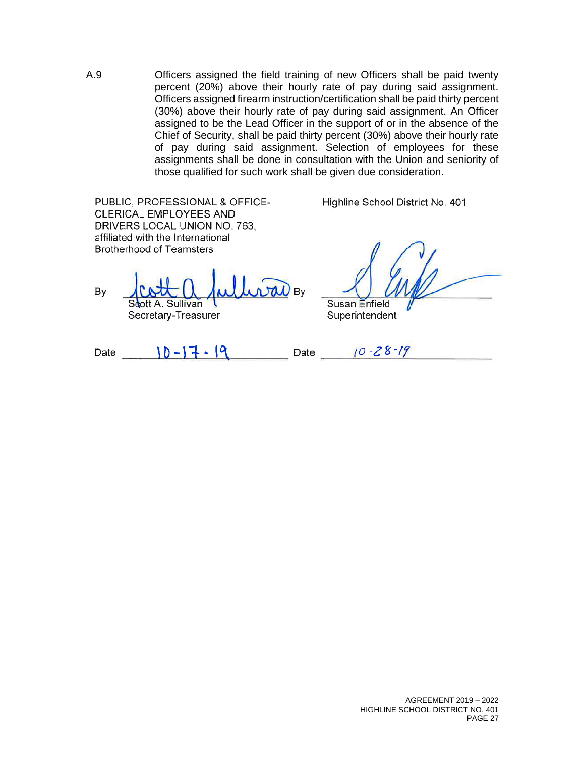A.9 Officers assigned the field training of new Officers shall be paid twenty percent (20%) above their hourly rate of pay during said assignment. Officers assigned firearm instruction/certification shall be paid thirty percent (30%) above their hourly rate of pay during said assignment. An Officer assigned to be the Lead Officer in the support of or in the absence of the Chief of Security, shall be paid thirty percent (30%) above their hourly rate of pay during said assignment. Selection of employees for these assignments shall be done in consultation with the Union and seniority of those qualified for such work shall be given due consideration.

| | |
|---|---|
| PUBLIC, PROFESSIONAL & OFFICE-CLERICAL EMPLOYEES AND DRIVERS LOCAL UNION NO. 763, affiliated with the International Brotherhood of Teamsters | Highline School District No. 401 |
| By *Scott A. Sullivan* | By *S Enfield* |
| Scott A. Sullivan<br>Secretary-Treasurer | Susan Enfield<br>Superintendent |
| Date 10-17-19 | Date 10-28-19 |